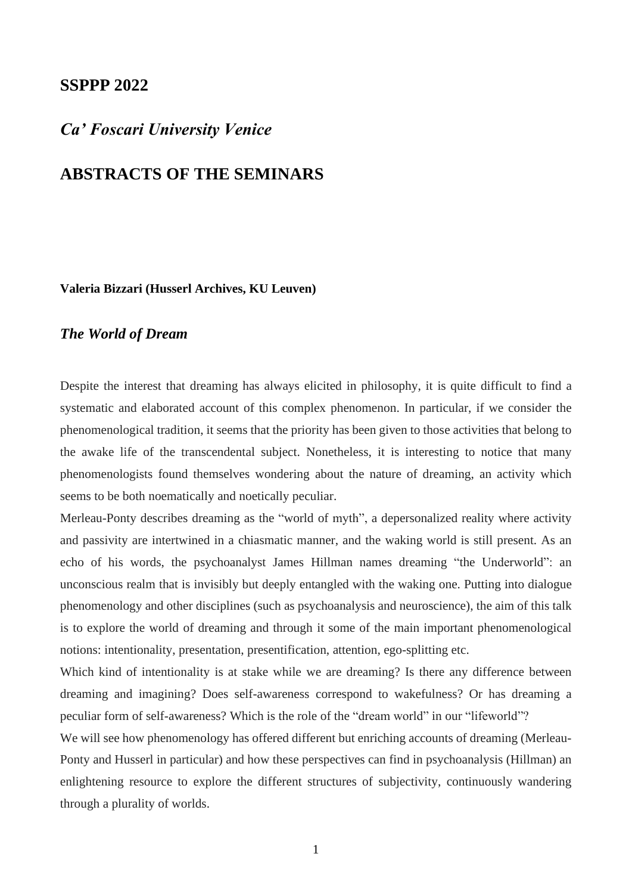# SSPPP 2022

## *Ca' Foscari University Venice*

# ABSTRACTS OF THE SEMINARS

**Valeria Bizzari (Husserl Archives, KU Leuven)**

### *The World of Dream*

Despite the interest that dreaming has always elicited in philosophy, it is quite difficult to find a systematic and elaborated account of this complex phenomenon. In particular, if we consider the phenomenological tradition, it seems that the priority has been given to those activities that belong to the awake life of the transcendental subject. Nonetheless, it is interesting to notice that many phenomenologists found themselves wondering about the nature of dreaming, an activity which seems to be both noematically and noetically peculiar.

Merleau-Ponty describes dreaming as the "world of myth", a depersonalized reality where activity and passivity are intertwined in a chiasmatic manner, and the waking world is still present. As an echo of his words, the psychoanalyst James Hillman names dreaming "the Underworld": an unconscious realm that is invisibly but deeply entangled with the waking one. Putting into dialogue phenomenology and other disciplines (such as psychoanalysis and neuroscience), the aim of this talk is to explore the world of dreaming and through it some of the main important phenomenological notions: intentionality, presentation, presentification, attention, ego-splitting etc.

Which kind of intentionality is at stake while we are dreaming? Is there any difference between dreaming and imagining? Does self-awareness correspond to wakefulness? Or has dreaming a peculiar form of self-awareness? Which is the role of the "dream world" in our "lifeworld"?

We will see how phenomenology has offered different but enriching accounts of dreaming (Merleau-Ponty and Husserl in particular) and how these perspectives can find in psychoanalysis (Hillman) an enlightening resource to explore the different structures of subjectivity, continuously wandering through a plurality of worlds.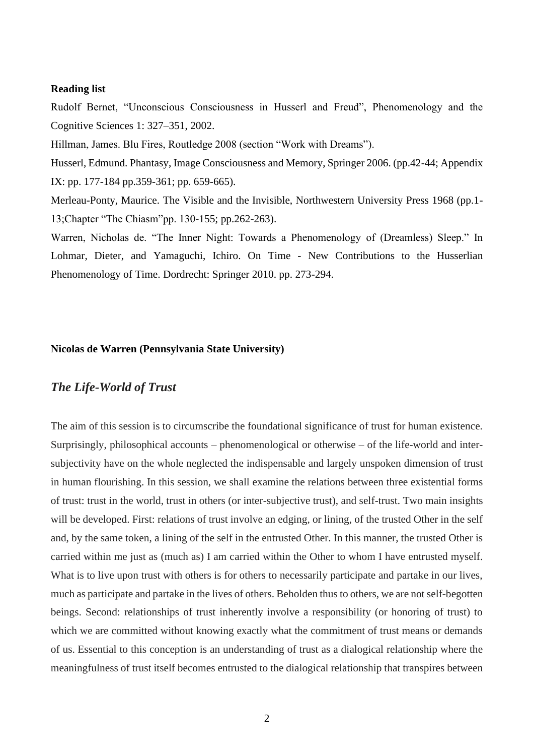**Reading list**

Rudolf Bernet, "Unconscious Consciousness in Husserl and Freud", Phenomenology and the Cognitive Sciences 1: 327–351, 2002.

Hillman, James. Blu Fires, Routledge 2008 (section "Work with Dreams").

Husserl, Edmund. Phantasy, Image Consciousness and Memory, Springer 2006. (pp.42-44; Appendix IX: pp. 177-184 pp.359-361; pp. 659-665).

Merleau-Ponty, Maurice. The Visible and the Invisible, Northwestern University Press 1968 (pp.1-13;Chapter "The Chiasm"pp. 130-155; pp.262-263).

Warren, Nicholas de. "The Inner Night: Towards a Phenomenology of (Dreamless) Sleep." In Lohmar, Dieter, and Yamaguchi, Ichiro. On Time - New Contributions to the Husserlian Phenomenology of Time. Dordrecht: Springer 2010. pp. 273-294.

**Nicolas de Warren (Pennsylvania State University)**

## *The Life-World of Trust*

The aim of this session is to circumscribe the foundational significance of trust for human existence. Surprisingly, philosophical accounts – phenomenological or otherwise – of the life-world and inter-subjectivity have on the whole neglected the indispensable and largely unspoken dimension of trust in human flourishing. In this session, we shall examine the relations between three existential forms of trust: trust in the world, trust in others (or inter-subjective trust), and self-trust. Two main insights will be developed. First: relations of trust involve an edging, or lining, of the trusted Other in the self and, by the same token, a lining of the self in the entrusted Other. In this manner, the trusted Other is carried within me just as (much as) I am carried within the Other to whom I have entrusted myself. What is to live upon trust with others is for others to necessarily participate and partake in our lives, much as participate and partake in the lives of others. Beholden thus to others, we are not self-begotten beings. Second: relationships of trust inherently involve a responsibility (or honoring of trust) to which we are committed without knowing exactly what the commitment of trust means or demands of us. Essential to this conception is an understanding of trust as a dialogical relationship where the meaningfulness of trust itself becomes entrusted to the dialogical relationship that transpires between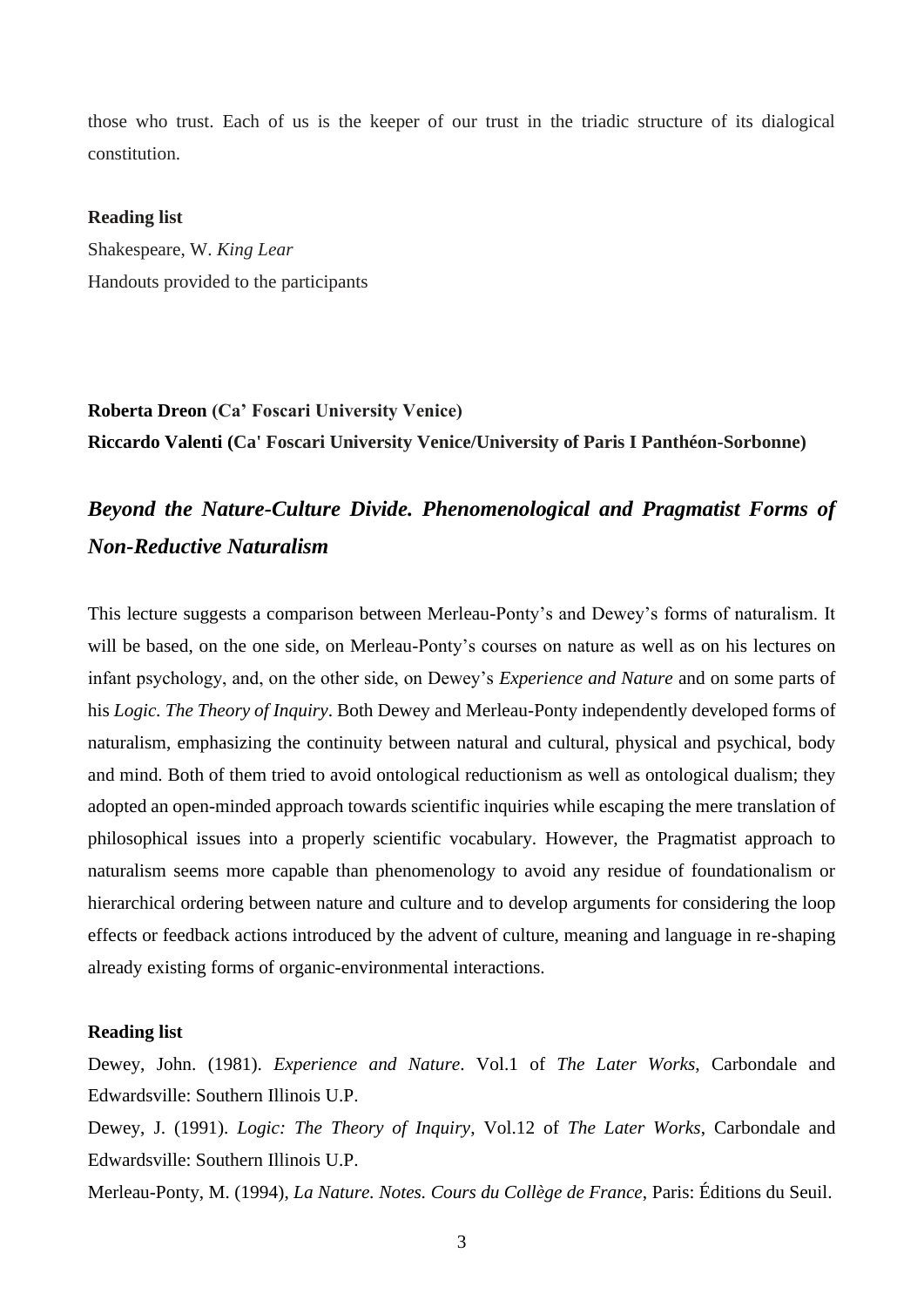those who trust. Each of us is the keeper of our trust in the triadic structure of its dialogical constitution.

**Reading list**

Shakespeare, W. *King Lear*

Handouts provided to the participants

**Roberta Dreon (Ca' Foscari University Venice)**

**Riccardo Valenti (Ca' Foscari University Venice/University of Paris I Panthéon-Sorbonne)**

## *Beyond the Nature-Culture Divide. Phenomenological and Pragmatist Forms of Non-Reductive Naturalism*

This lecture suggests a comparison between Merleau-Ponty's and Dewey's forms of naturalism. It will be based, on the one side, on Merleau-Ponty's courses on nature as well as on his lectures on infant psychology, and, on the other side, on Dewey's *Experience and Nature* and on some parts of his *Logic. The Theory of Inquiry*. Both Dewey and Merleau-Ponty independently developed forms of naturalism, emphasizing the continuity between natural and cultural, physical and psychical, body and mind. Both of them tried to avoid ontological reductionism as well as ontological dualism; they adopted an open-minded approach towards scientific inquiries while escaping the mere translation of philosophical issues into a properly scientific vocabulary. However, the Pragmatist approach to naturalism seems more capable than phenomenology to avoid any residue of foundationalism or hierarchical ordering between nature and culture and to develop arguments for considering the loop effects or feedback actions introduced by the advent of culture, meaning and language in re-shaping already existing forms of organic-environmental interactions.

**Reading list**

Dewey, John. (1981). *Experience and Nature*. Vol.1 of *The Later Works*, Carbondale and Edwardsville: Southern Illinois U.P.

Dewey, J. (1991). *Logic: The Theory of Inquiry*, Vol.12 of *The Later Works*, Carbondale and Edwardsville: Southern Illinois U.P.

Merleau-Ponty, M. (1994), *La Nature. Notes. Cours du Collège de France*, Paris: Éditions du Seuil.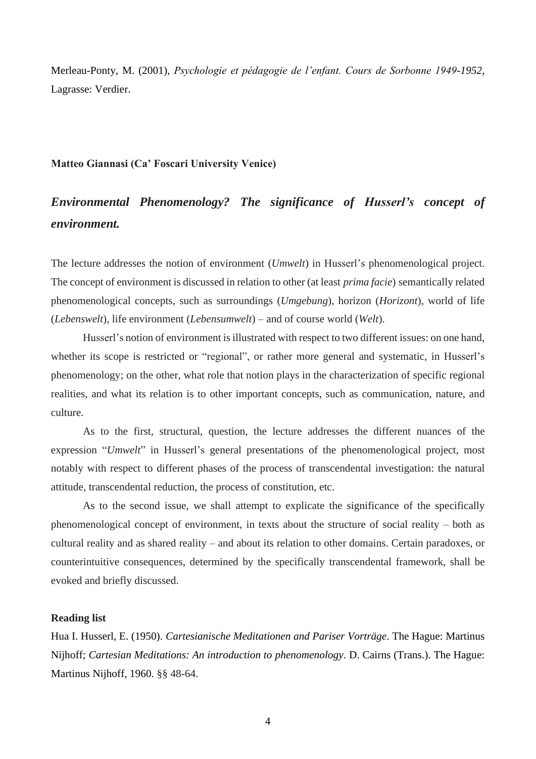Merleau-Ponty, M. (2001), *Psychologie et pédagogie de l'enfant. Cours de Sorbonne 1949-1952*, Lagrasse: Verdier.

**Matteo Giannasi (Ca' Foscari University Venice)**

## *Environmental Phenomenology? The significance of Husserl's concept of environment.*

The lecture addresses the notion of environment (*Umwelt*) in Husserl's phenomenological project. The concept of environment is discussed in relation to other (at least *prima facie*) semantically related phenomenological concepts, such as surroundings (*Umgebung*), horizon (*Horizont*), world of life (*Lebenswelt*), life environment (*Lebensumwelt*) – and of course world (*Welt*).

Husserl's notion of environment is illustrated with respect to two different issues: on one hand, whether its scope is restricted or "regional", or rather more general and systematic, in Husserl's phenomenology; on the other, what role that notion plays in the characterization of specific regional realities, and what its relation is to other important concepts, such as communication, nature, and culture.

As to the first, structural, question, the lecture addresses the different nuances of the expression "*Umwelt*" in Husserl's general presentations of the phenomenological project, most notably with respect to different phases of the process of transcendental investigation: the natural attitude, transcendental reduction, the process of constitution, etc.

As to the second issue, we shall attempt to explicate the significance of the specifically phenomenological concept of environment, in texts about the structure of social reality – both as cultural reality and as shared reality – and about its relation to other domains. Certain paradoxes, or counterintuitive consequences, determined by the specifically transcendental framework, shall be evoked and briefly discussed.

**Reading list**

Hua I. Husserl, E. (1950). *Cartesianische Meditationen and Pariser Vorträge*. The Hague: Martinus Nijhoff; *Cartesian Meditations: An introduction to phenomenology*. D. Cairns (Trans.). The Hague: Martinus Nijhoff, 1960. §§ 48-64.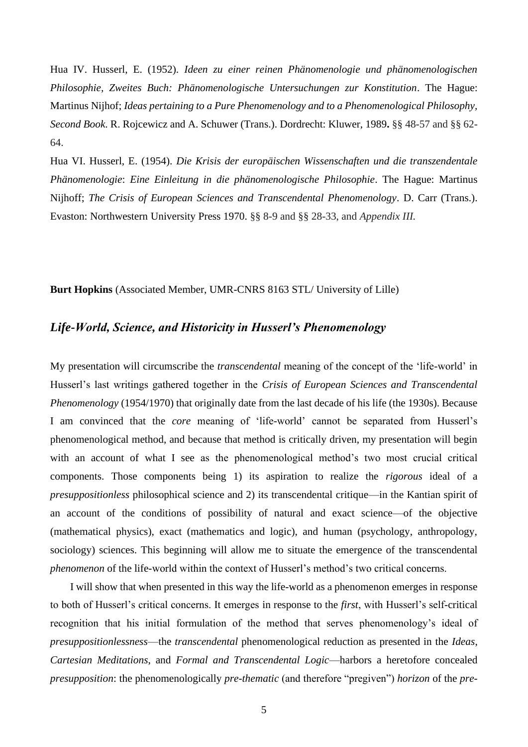Hua IV. Husserl, E. (1952). *Ideen zu einer reinen Phänomenologie und phänomenologischen Philosophie, Zweites Buch: Phänomenologische Untersuchungen zur Konstitution*. The Hague: Martinus Nijhof; *Ideas pertaining to a Pure Phenomenology and to a Phenomenological Philosophy, Second Book*. R. Rojcewicz and A. Schuwer (Trans.). Dordrecht: Kluwer, 1989**.** §§ 48-57 and §§ 62-64.

Hua VI. Husserl, E. (1954). *Die Krisis der europäischen Wissenschaften und die transzendentale Phänomenologie*: *Eine Einleitung in die phänomenologische Philosophie*. The Hague: Martinus Nijhoff; *The Crisis of European Sciences and Transcendental Phenomenology*. D. Carr (Trans.). Evaston: Northwestern University Press 1970. §§ 8-9 and §§ 28-33, and *Appendix III.*

**Burt Hopkins** (Associated Member, UMR-CNRS 8163 STL/ University of Lille)

## *Life-World, Science, and Historicity in Husserl's Phenomenology*

My presentation will circumscribe the *transcendental* meaning of the concept of the 'life-world' in Husserl's last writings gathered together in the *Crisis of European Sciences and Transcendental Phenomenology* (1954/1970) that originally date from the last decade of his life (the 1930s). Because I am convinced that the *core* meaning of 'life-world' cannot be separated from Husserl's phenomenological method, and because that method is critically driven, my presentation will begin with an account of what I see as the phenomenological method's two most crucial critical components. Those components being 1) its aspiration to realize the *rigorous* ideal of a *presuppositionless* philosophical science and 2) its transcendental critique—in the Kantian spirit of an account of the conditions of possibility of natural and exact science—of the objective (mathematical physics), exact (mathematics and logic), and human (psychology, anthropology, sociology) sciences. This beginning will allow me to situate the emergence of the transcendental *phenomenon* of the life-world within the context of Husserl's method's two critical concerns.

I will show that when presented in this way the life-world as a phenomenon emerges in response to both of Husserl's critical concerns. It emerges in response to the *first*, with Husserl's self-critical recognition that his initial formulation of the method that serves phenomenology's ideal of *presuppositionlessness*—the *transcendental* phenomenological reduction as presented in the *Ideas*, *Cartesian Meditations*, and *Formal and Transcendental Logic*—harbors a heretofore concealed *presupposition*: the phenomenologically *pre-thematic* (and therefore "pregiven") *horizon* of the *pre-*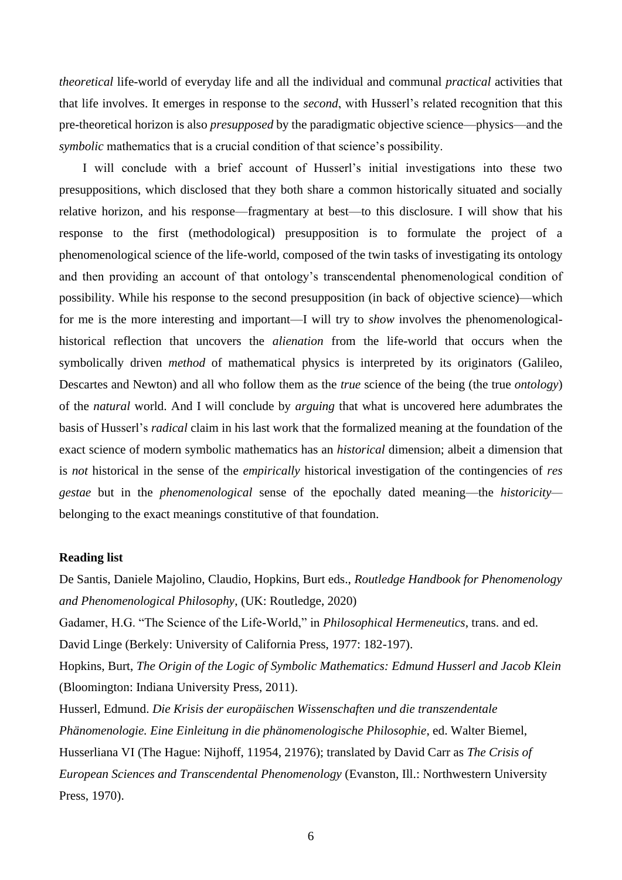*theoretical* life-world of everyday life and all the individual and communal *practical* activities that that life involves. It emerges in response to the *second*, with Husserl's related recognition that this pre-theoretical horizon is also *presupposed* by the paradigmatic objective science—physics—and the *symbolic* mathematics that is a crucial condition of that science's possibility.

I will conclude with a brief account of Husserl's initial investigations into these two presuppositions, which disclosed that they both share a common historically situated and socially relative horizon, and his response—fragmentary at best—to this disclosure. I will show that his response to the first (methodological) presupposition is to formulate the project of a phenomenological science of the life-world, composed of the twin tasks of investigating its ontology and then providing an account of that ontology's transcendental phenomenological condition of possibility. While his response to the second presupposition (in back of objective science)—which for me is the more interesting and important—I will try to *show* involves the phenomenological-historical reflection that uncovers the *alienation* from the life-world that occurs when the symbolically driven *method* of mathematical physics is interpreted by its originators (Galileo, Descartes and Newton) and all who follow them as the *true* science of the being (the true *ontology*) of the *natural* world. And I will conclude by *arguing* that what is uncovered here adumbrates the basis of Husserl's *radical* claim in his last work that the formalized meaning at the foundation of the exact science of modern symbolic mathematics has an *historical* dimension; albeit a dimension that is *not* historical in the sense of the *empirically* historical investigation of the contingencies of *res gestae* but in the *phenomenological* sense of the epochally dated meaning—the *historicity*—belonging to the exact meanings constitutive of that foundation.

**Reading list**

De Santis, Daniele Majolino, Claudio, Hopkins, Burt eds., *Routledge Handbook for Phenomenology and Phenomenological Philosophy*, (UK: Routledge, 2020)

Gadamer, H.G. "The Science of the Life-World," in *Philosophical Hermeneutics*, trans. and ed. David Linge (Berkely: University of California Press, 1977: 182-197).

Hopkins, Burt, *The Origin of the Logic of Symbolic Mathematics: Edmund Husserl and Jacob Klein* (Bloomington: Indiana University Press, 2011).

Husserl, Edmund. *Die Krisis der europäischen Wissenschaften und die transzendentale Phänomenologie. Eine Einleitung in die phänomenologische Philosophie*, ed. Walter Biemel, Husserliana VI (The Hague: Nijhoff, 11954, 21976); translated by David Carr as *The Crisis of European Sciences and Transcendental Phenomenology* (Evanston, Ill.: Northwestern University Press, 1970).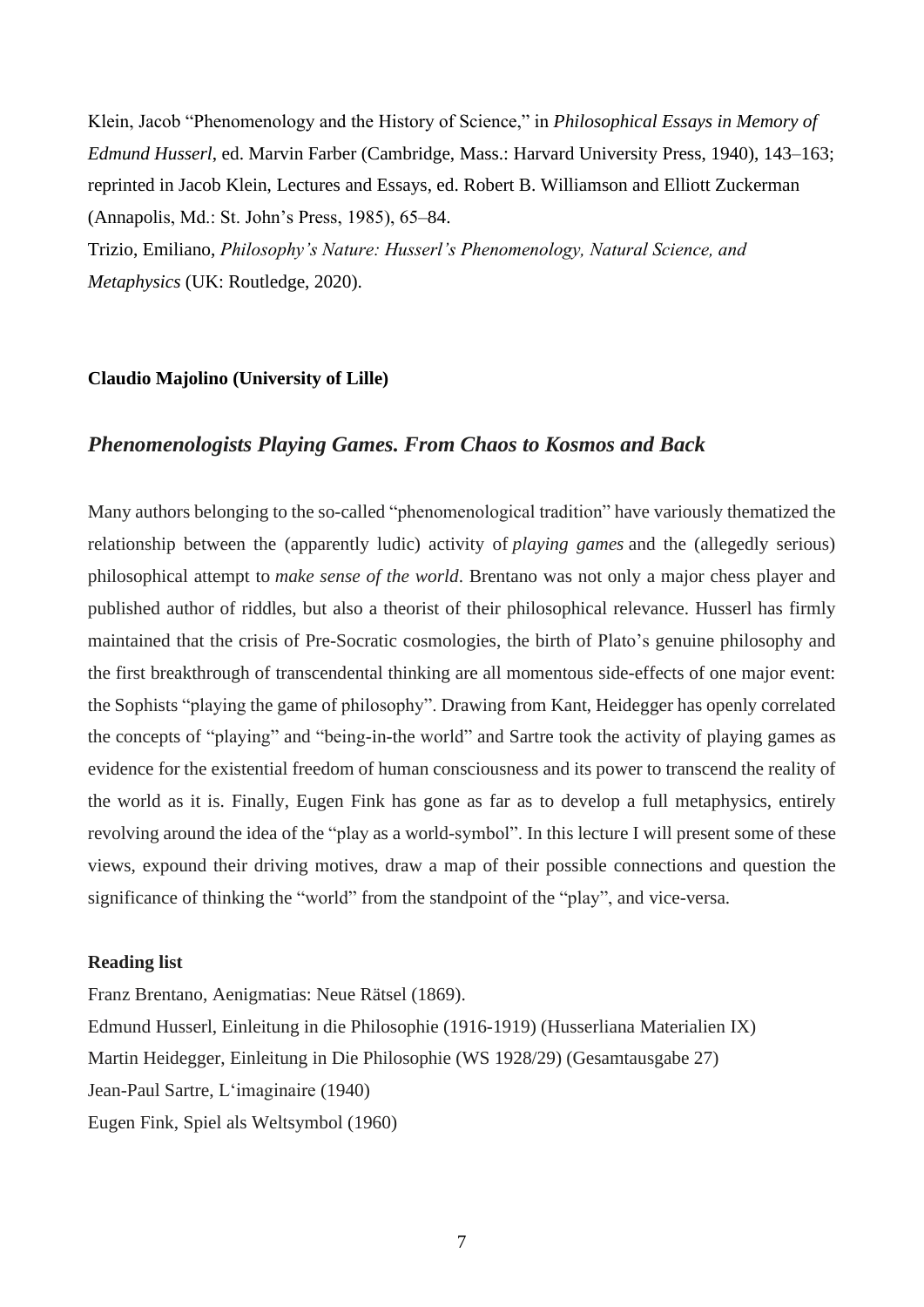Klein, Jacob "Phenomenology and the History of Science," in *Philosophical Essays in Memory of Edmund Husserl*, ed. Marvin Farber (Cambridge, Mass.: Harvard University Press, 1940), 143–163; reprinted in Jacob Klein, Lectures and Essays, ed. Robert B. Williamson and Elliott Zuckerman (Annapolis, Md.: St. John's Press, 1985), 65–84.

Trizio, Emiliano, *Philosophy's Nature: Husserl's Phenomenology, Natural Science, and Metaphysics* (UK: Routledge, 2020).

**Claudio Majolino (University of Lille)**

## *Phenomenologists Playing Games. From Chaos to Kosmos and Back*

Many authors belonging to the so-called "phenomenological tradition" have variously thematized the relationship between the (apparently ludic) activity of *playing games* and the (allegedly serious) philosophical attempt to *make sense of the world*. Brentano was not only a major chess player and published author of riddles, but also a theorist of their philosophical relevance. Husserl has firmly maintained that the crisis of Pre-Socratic cosmologies, the birth of Plato's genuine philosophy and the first breakthrough of transcendental thinking are all momentous side-effects of one major event: the Sophists "playing the game of philosophy". Drawing from Kant, Heidegger has openly correlated the concepts of "playing" and "being-in-the world" and Sartre took the activity of playing games as evidence for the existential freedom of human consciousness and its power to transcend the reality of the world as it is. Finally, Eugen Fink has gone as far as to develop a full metaphysics, entirely revolving around the idea of the "play as a world-symbol". In this lecture I will present some of these views, expound their driving motives, draw a map of their possible connections and question the significance of thinking the "world" from the standpoint of the "play", and vice-versa.

**Reading list**

Franz Brentano, Aenigmatias: Neue Rätsel (1869).
Edmund Husserl, Einleitung in die Philosophie (1916-1919) (Husserliana Materialien IX)
Martin Heidegger, Einleitung in Die Philosophie (WS 1928/29) (Gesamtausgabe 27)
Jean-Paul Sartre, L'imaginaire (1940)
Eugen Fink, Spiel als Weltsymbol (1960)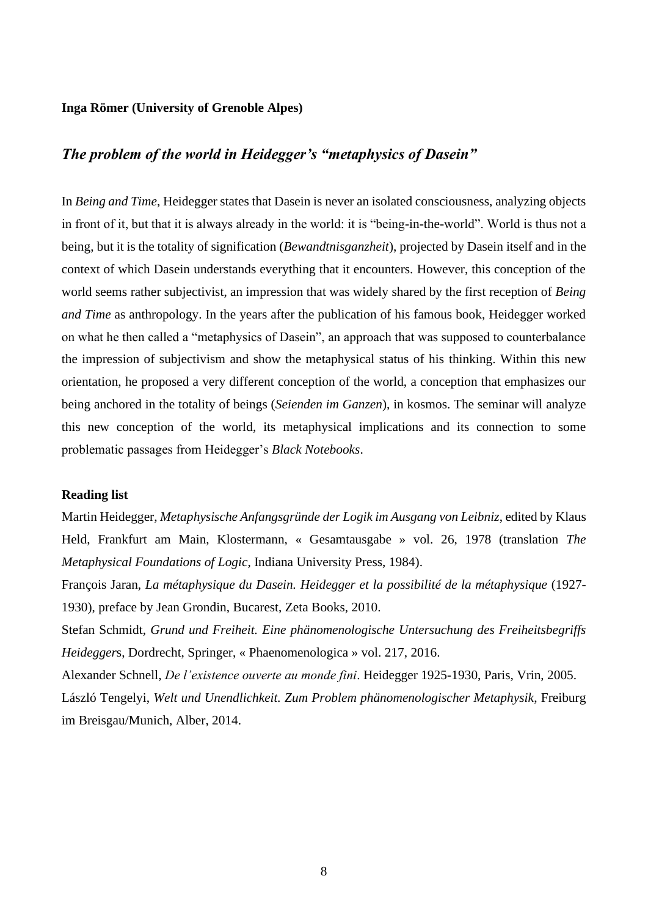**Inga Römer (University of Grenoble Alpes)**

## *The problem of the world in Heidegger's "metaphysics of Dasein"*

In *Being and Time*, Heidegger states that Dasein is never an isolated consciousness, analyzing objects in front of it, but that it is always already in the world: it is "being-in-the-world". World is thus not a being, but it is the totality of signification (*Bewandtnisganzheit*), projected by Dasein itself and in the context of which Dasein understands everything that it encounters. However, this conception of the world seems rather subjectivist, an impression that was widely shared by the first reception of *Being and Time* as anthropology. In the years after the publication of his famous book, Heidegger worked on what he then called a "metaphysics of Dasein", an approach that was supposed to counterbalance the impression of subjectivism and show the metaphysical status of his thinking. Within this new orientation, he proposed a very different conception of the world, a conception that emphasizes our being anchored in the totality of beings (*Seienden im Ganzen*), in kosmos. The seminar will analyze this new conception of the world, its metaphysical implications and its connection to some problematic passages from Heidegger's *Black Notebooks*.

**Reading list**

Martin Heidegger, *Metaphysische Anfangsgründe der Logik im Ausgang von Leibniz*, edited by Klaus Held, Frankfurt am Main, Klostermann, « Gesamtausgabe » vol. 26, 1978 (translation *The Metaphysical Foundations of Logic*, Indiana University Press, 1984).

François Jaran, *La métaphysique du Dasein. Heidegger et la possibilité de la métaphysique* (1927-1930), preface by Jean Grondin, Bucarest, Zeta Books, 2010.

Stefan Schmidt, *Grund und Freiheit. Eine phänomenologische Untersuchung des Freiheitsbegriffs Heidegger*s, Dordrecht, Springer, « Phaenomenologica » vol. 217, 2016.

Alexander Schnell, *De l'existence ouverte au monde fini*. Heidegger 1925-1930, Paris, Vrin, 2005.

László Tengelyi, *Welt und Unendlichkeit. Zum Problem phänomenologischer Metaphysik*, Freiburg im Breisgau/Munich, Alber, 2014.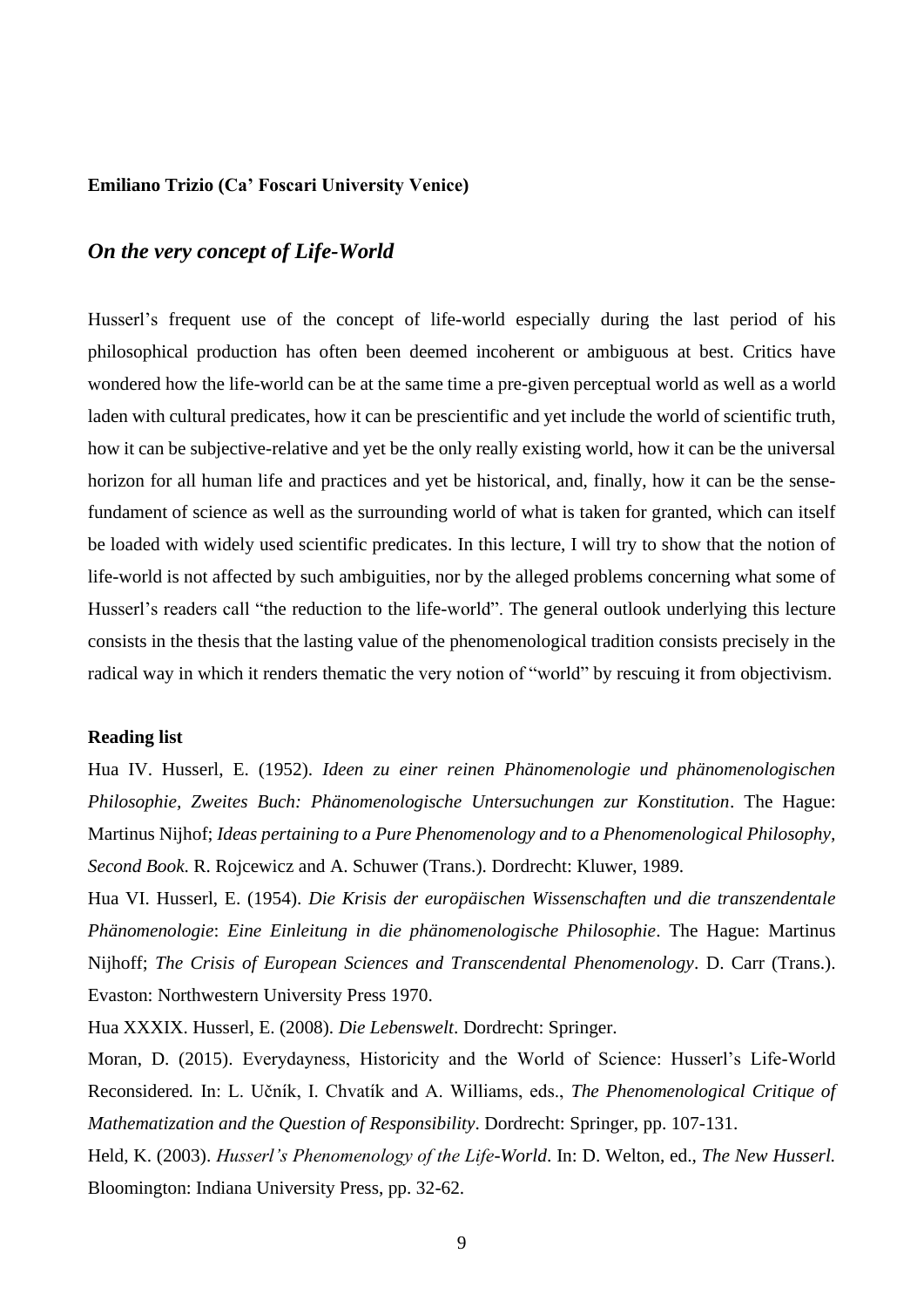**Emiliano Trizio (Ca' Foscari University Venice)**

## *On the very concept of Life-World*

Husserl's frequent use of the concept of life-world especially during the last period of his philosophical production has often been deemed incoherent or ambiguous at best. Critics have wondered how the life-world can be at the same time a pre-given perceptual world as well as a world laden with cultural predicates, how it can be prescientific and yet include the world of scientific truth, how it can be subjective-relative and yet be the only really existing world, how it can be the universal horizon for all human life and practices and yet be historical, and, finally, how it can be the sense-fundament of science as well as the surrounding world of what is taken for granted, which can itself be loaded with widely used scientific predicates. In this lecture, I will try to show that the notion of life-world is not affected by such ambiguities, nor by the alleged problems concerning what some of Husserl's readers call "the reduction to the life-world". The general outlook underlying this lecture consists in the thesis that the lasting value of the phenomenological tradition consists precisely in the radical way in which it renders thematic the very notion of "world" by rescuing it from objectivism.

**Reading list**

Hua IV. Husserl, E. (1952). *Ideen zu einer reinen Phänomenologie und phänomenologischen Philosophie, Zweites Buch: Phänomenologische Untersuchungen zur Konstitution*. The Hague: Martinus Nijhof; *Ideas pertaining to a Pure Phenomenology and to a Phenomenological Philosophy, Second Book.* R. Rojcewicz and A. Schuwer (Trans.). Dordrecht: Kluwer, 1989.

Hua VI. Husserl, E. (1954). *Die Krisis der europäischen Wissenschaften und die transzendentale Phänomenologie*: *Eine Einleitung in die phänomenologische Philosophie*. The Hague: Martinus Nijhoff; *The Crisis of European Sciences and Transcendental Phenomenology*. D. Carr (Trans.). Evaston: Northwestern University Press 1970.

Hua XXXIX. Husserl, E. (2008). *Die Lebenswelt*. Dordrecht: Springer.

Moran, D. (2015). Everydayness, Historicity and the World of Science: Husserl's Life-World Reconsidered. In: L. Učník, I. Chvatík and A. Williams, eds., *The Phenomenological Critique of Mathematization and the Question of Responsibility*. Dordrecht: Springer, pp. 107-131.

Held, K. (2003). *Husserl's Phenomenology of the Life-World*. In: D. Welton, ed., *The New Husserl.* Bloomington: Indiana University Press, pp. 32-62.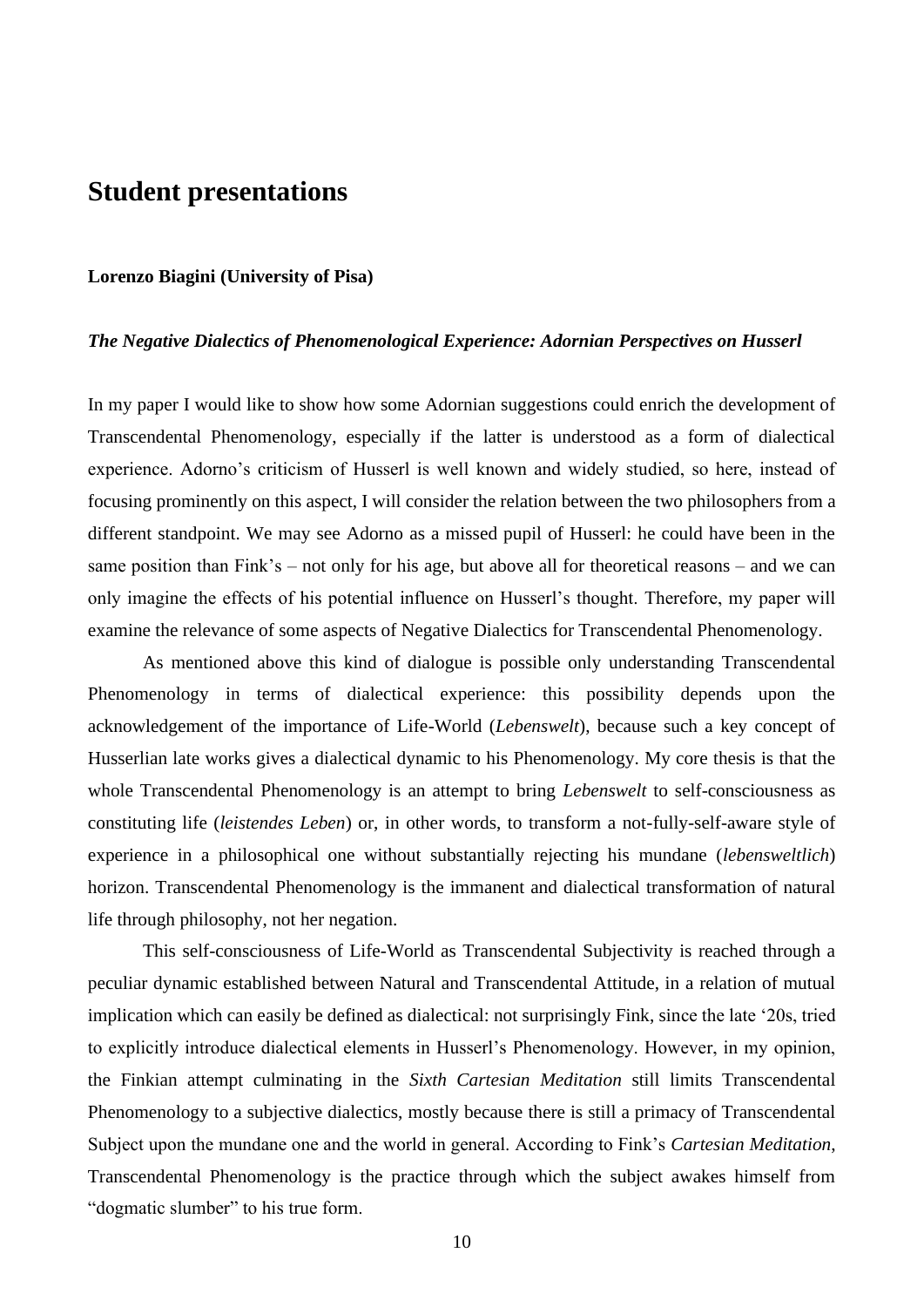# Student presentations

**Lorenzo Biagini (University of Pisa)**

***The Negative Dialectics of Phenomenological Experience: Adornian Perspectives on Husserl***

In my paper I would like to show how some Adornian suggestions could enrich the development of Transcendental Phenomenology, especially if the latter is understood as a form of dialectical experience. Adorno's criticism of Husserl is well known and widely studied, so here, instead of focusing prominently on this aspect, I will consider the relation between the two philosophers from a different standpoint. We may see Adorno as a missed pupil of Husserl: he could have been in the same position than Fink's – not only for his age, but above all for theoretical reasons – and we can only imagine the effects of his potential influence on Husserl's thought. Therefore, my paper will examine the relevance of some aspects of Negative Dialectics for Transcendental Phenomenology.

As mentioned above this kind of dialogue is possible only understanding Transcendental Phenomenology in terms of dialectical experience: this possibility depends upon the acknowledgement of the importance of Life-World (*Lebenswelt*), because such a key concept of Husserlian late works gives a dialectical dynamic to his Phenomenology. My core thesis is that the whole Transcendental Phenomenology is an attempt to bring *Lebenswelt* to self-consciousness as constituting life (*leistendes Leben*) or, in other words, to transform a not-fully-self-aware style of experience in a philosophical one without substantially rejecting his mundane (*lebensweltlich*) horizon. Transcendental Phenomenology is the immanent and dialectical transformation of natural life through philosophy, not her negation.

This self-consciousness of Life-World as Transcendental Subjectivity is reached through a peculiar dynamic established between Natural and Transcendental Attitude, in a relation of mutual implication which can easily be defined as dialectical: not surprisingly Fink, since the late '20s, tried to explicitly introduce dialectical elements in Husserl's Phenomenology. However, in my opinion, the Finkian attempt culminating in the *Sixth Cartesian Meditation* still limits Transcendental Phenomenology to a subjective dialectics, mostly because there is still a primacy of Transcendental Subject upon the mundane one and the world in general. According to Fink's *Cartesian Meditation*, Transcendental Phenomenology is the practice through which the subject awakes himself from "dogmatic slumber" to his true form.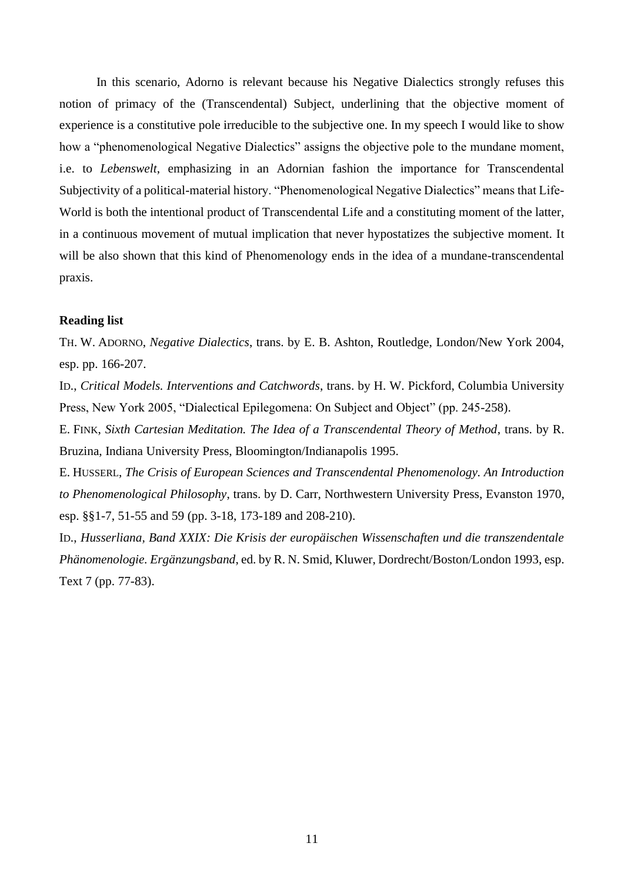In this scenario, Adorno is relevant because his Negative Dialectics strongly refuses this notion of primacy of the (Transcendental) Subject, underlining that the objective moment of experience is a constitutive pole irreducible to the subjective one. In my speech I would like to show how a "phenomenological Negative Dialectics" assigns the objective pole to the mundane moment, i.e. to *Lebenswelt*, emphasizing in an Adornian fashion the importance for Transcendental Subjectivity of a political-material history. "Phenomenological Negative Dialectics" means that Life-World is both the intentional product of Transcendental Life and a constituting moment of the latter, in a continuous movement of mutual implication that never hypostatizes the subjective moment. It will be also shown that this kind of Phenomenology ends in the idea of a mundane-transcendental praxis.

**Reading list**

TH. W. ADORNO, *Negative Dialectics*, trans. by E. B. Ashton, Routledge, London/New York 2004, esp. pp. 166-207.

ID., *Critical Models. Interventions and Catchwords*, trans. by H. W. Pickford, Columbia University Press, New York 2005, "Dialectical Epilegomena: On Subject and Object" (pp. 245-258).

E. FINK, *Sixth Cartesian Meditation. The Idea of a Transcendental Theory of Method*, trans. by R. Bruzina, Indiana University Press, Bloomington/Indianapolis 1995.

E. HUSSERL, *The Crisis of European Sciences and Transcendental Phenomenology. An Introduction to Phenomenological Philosophy*, trans. by D. Carr, Northwestern University Press, Evanston 1970, esp. §§1-7, 51-55 and 59 (pp. 3-18, 173-189 and 208-210).

ID., *Husserliana, Band XXIX: Die Krisis der europäischen Wissenschaften und die transzendentale Phänomenologie. Ergänzungsband*, ed. by R. N. Smid, Kluwer, Dordrecht/Boston/London 1993, esp. Text 7 (pp. 77-83).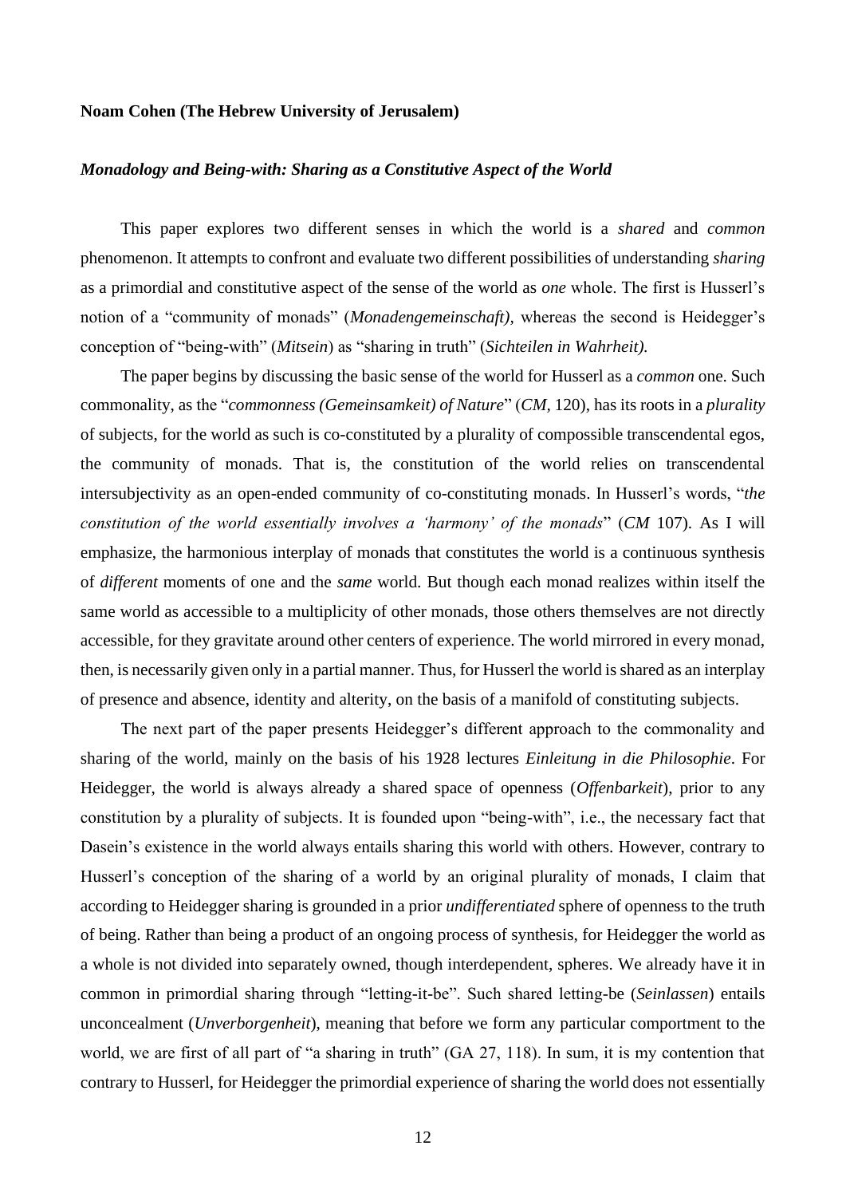**Noam Cohen (The Hebrew University of Jerusalem)**

***Monadology and Being-with: Sharing as a Constitutive Aspect of the World***

This paper explores two different senses in which the world is a *shared* and *common* phenomenon. It attempts to confront and evaluate two different possibilities of understanding *sharing* as a primordial and constitutive aspect of the sense of the world as *one* whole. The first is Husserl's notion of a "community of monads" (*Monadengemeinschaft)*, whereas the second is Heidegger's conception of "being-with" (*Mitsein*) as "sharing in truth" (*Sichteilen in Wahrheit).*

The paper begins by discussing the basic sense of the world for Husserl as a *common* one. Such commonality, as the "*commonness (Gemeinsamkeit) of Nature*" (*CM*, 120), has its roots in a *plurality* of subjects, for the world as such is co-constituted by a plurality of compossible transcendental egos, the community of monads. That is, the constitution of the world relies on transcendental intersubjectivity as an open-ended community of co-constituting monads. In Husserl's words, "*the constitution of the world essentially involves a 'harmony' of the monads*" (*CM* 107). As I will emphasize, the harmonious interplay of monads that constitutes the world is a continuous synthesis of *different* moments of one and the *same* world. But though each monad realizes within itself the same world as accessible to a multiplicity of other monads, those others themselves are not directly accessible, for they gravitate around other centers of experience. The world mirrored in every monad, then, is necessarily given only in a partial manner. Thus, for Husserl the world is shared as an interplay of presence and absence, identity and alterity, on the basis of a manifold of constituting subjects.

The next part of the paper presents Heidegger's different approach to the commonality and sharing of the world, mainly on the basis of his 1928 lectures *Einleitung in die Philosophie*. For Heidegger, the world is always already a shared space of openness (*Offenbarkeit*), prior to any constitution by a plurality of subjects. It is founded upon "being-with", i.e., the necessary fact that Dasein's existence in the world always entails sharing this world with others. However, contrary to Husserl's conception of the sharing of a world by an original plurality of monads, I claim that according to Heidegger sharing is grounded in a prior *undifferentiated* sphere of openness to the truth of being. Rather than being a product of an ongoing process of synthesis, for Heidegger the world as a whole is not divided into separately owned, though interdependent, spheres. We already have it in common in primordial sharing through "letting-it-be". Such shared letting-be (*Seinlassen*) entails unconcealment (*Unverborgenheit*), meaning that before we form any particular comportment to the world, we are first of all part of "a sharing in truth" (GA 27, 118). In sum, it is my contention that contrary to Husserl, for Heidegger the primordial experience of sharing the world does not essentially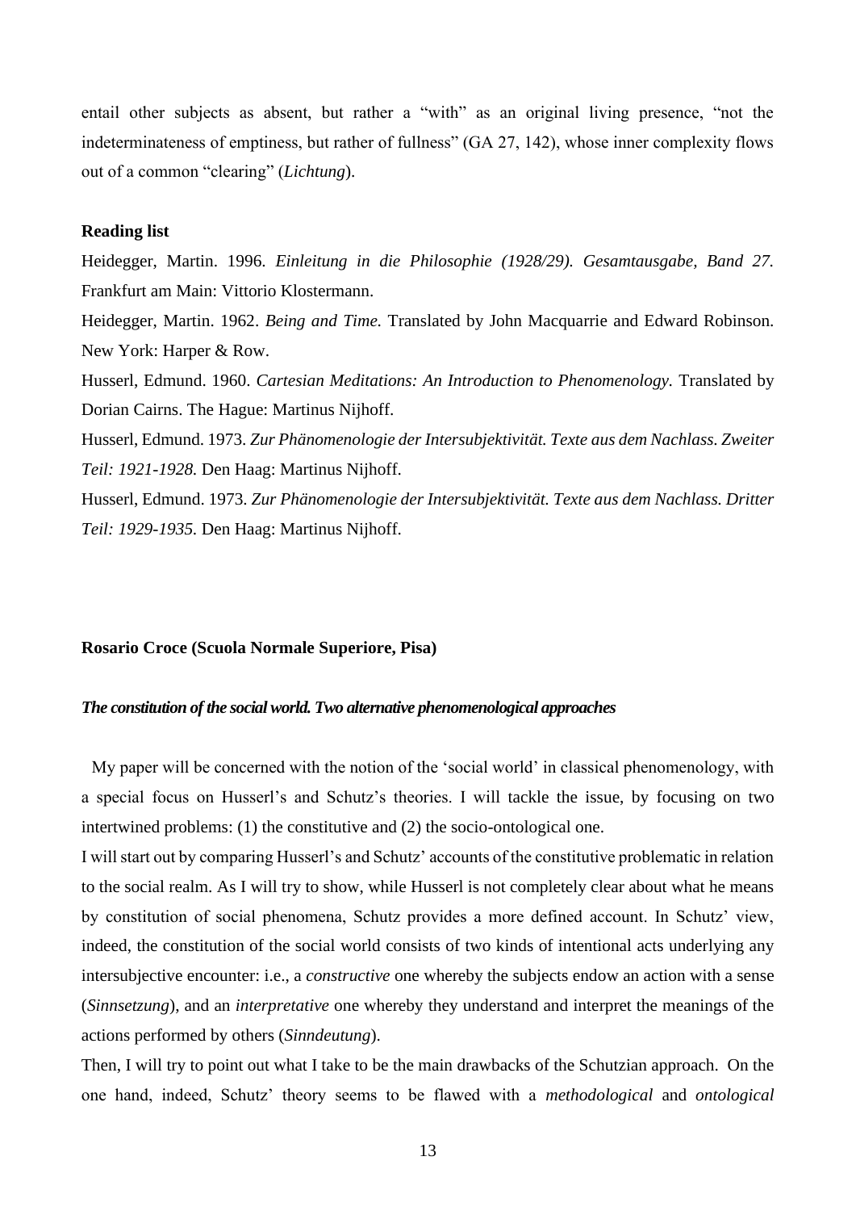entail other subjects as absent, but rather a "with" as an original living presence, "not the indeterminateness of emptiness, but rather of fullness" (GA 27, 142), whose inner complexity flows out of a common "clearing" (*Lichtung*).

**Reading list**

Heidegger, Martin. 1996. *Einleitung in die Philosophie (1928/29). Gesamtausgabe, Band 27.* Frankfurt am Main: Vittorio Klostermann.

Heidegger, Martin. 1962. *Being and Time.* Translated by John Macquarrie and Edward Robinson. New York: Harper & Row.

Husserl, Edmund. 1960. *Cartesian Meditations: An Introduction to Phenomenology.* Translated by Dorian Cairns. The Hague: Martinus Nijhoff.

Husserl, Edmund. 1973. *Zur Phänomenologie der Intersubjektivität. Texte aus dem Nachlass. Zweiter Teil: 1921-1928.* Den Haag: Martinus Nijhoff.

Husserl, Edmund. 1973. *Zur Phänomenologie der Intersubjektivität. Texte aus dem Nachlass. Dritter Teil: 1929-1935.* Den Haag: Martinus Nijhoff.

**Rosario Croce (Scuola Normale Superiore, Pisa)**

***The constitution of the social world. Two alternative phenomenological approaches***

My paper will be concerned with the notion of the 'social world' in classical phenomenology, with a special focus on Husserl's and Schutz's theories. I will tackle the issue, by focusing on two intertwined problems: (1) the constitutive and (2) the socio-ontological one.

I will start out by comparing Husserl's and Schutz' accounts of the constitutive problematic in relation to the social realm. As I will try to show, while Husserl is not completely clear about what he means by constitution of social phenomena, Schutz provides a more defined account. In Schutz' view, indeed, the constitution of the social world consists of two kinds of intentional acts underlying any intersubjective encounter: i.e., a *constructive* one whereby the subjects endow an action with a sense (*Sinnsetzung*), and an *interpretative* one whereby they understand and interpret the meanings of the actions performed by others (*Sinndeutung*).

Then, I will try to point out what I take to be the main drawbacks of the Schutzian approach. On the one hand, indeed, Schutz' theory seems to be flawed with a *methodological* and *ontological*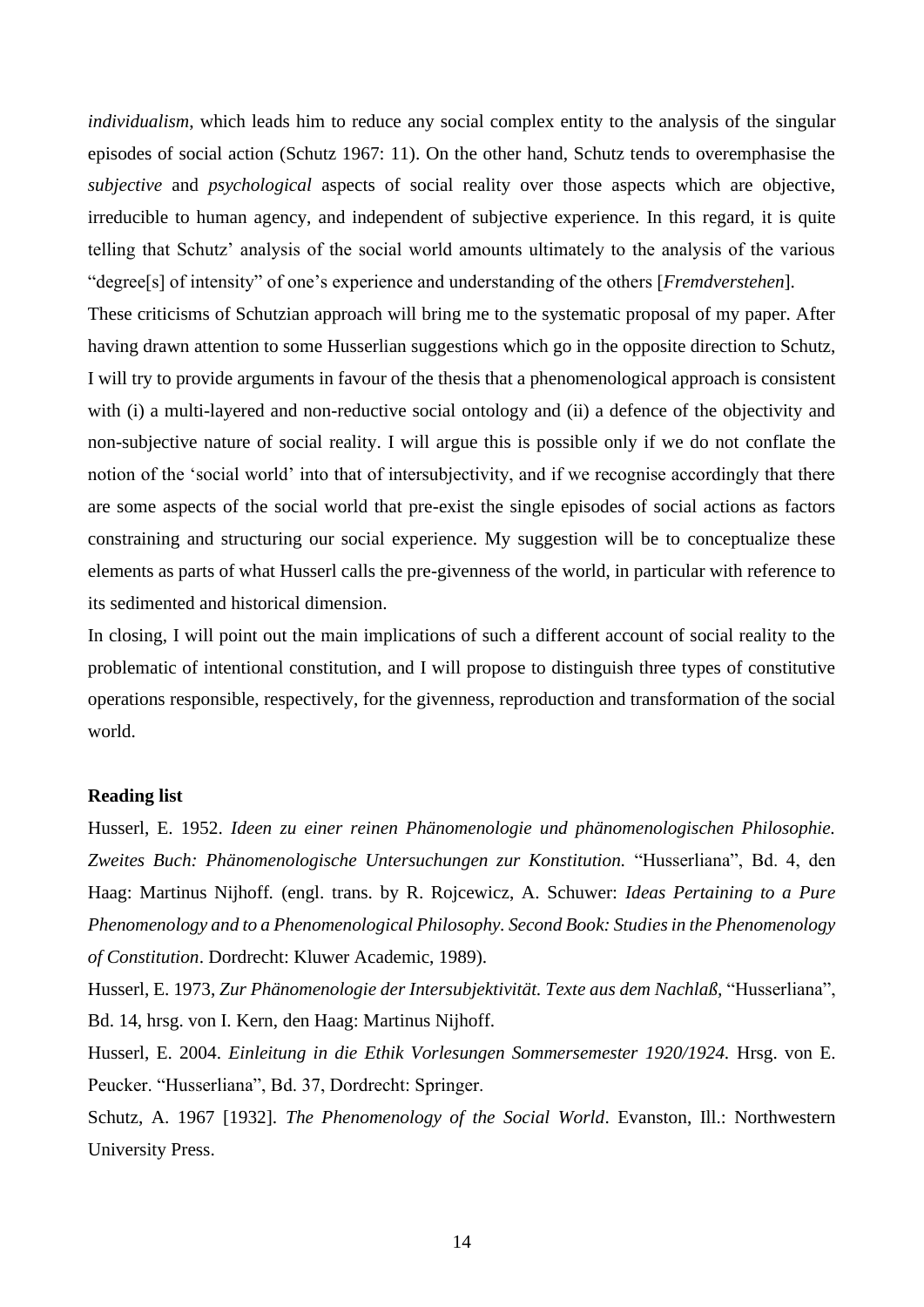*individualism*, which leads him to reduce any social complex entity to the analysis of the singular episodes of social action (Schutz 1967: 11). On the other hand, Schutz tends to overemphasise the *subjective* and *psychological* aspects of social reality over those aspects which are objective, irreducible to human agency, and independent of subjective experience. In this regard, it is quite telling that Schutz' analysis of the social world amounts ultimately to the analysis of the various "degree[s] of intensity" of one's experience and understanding of the others [*Fremdverstehen*].

These criticisms of Schutzian approach will bring me to the systematic proposal of my paper. After having drawn attention to some Husserlian suggestions which go in the opposite direction to Schutz, I will try to provide arguments in favour of the thesis that a phenomenological approach is consistent with (i) a multi-layered and non-reductive social ontology and (ii) a defence of the objectivity and non-subjective nature of social reality. I will argue this is possible only if we do not conflate the notion of the 'social world' into that of intersubjectivity, and if we recognise accordingly that there are some aspects of the social world that pre-exist the single episodes of social actions as factors constraining and structuring our social experience. My suggestion will be to conceptualize these elements as parts of what Husserl calls the pre-givenness of the world, in particular with reference to its sedimented and historical dimension.

In closing, I will point out the main implications of such a different account of social reality to the problematic of intentional constitution, and I will propose to distinguish three types of constitutive operations responsible, respectively, for the givenness, reproduction and transformation of the social world.

**Reading list**

Husserl, E. 1952. *Ideen zu einer reinen Phänomenologie und phänomenologischen Philosophie. Zweites Buch: Phänomenologische Untersuchungen zur Konstitution.* "Husserliana", Bd. 4, den Haag: Martinus Nijhoff. (engl. trans. by R. Rojcewicz, A. Schuwer: *Ideas Pertaining to a Pure Phenomenology and to a Phenomenological Philosophy. Second Book: Studies in the Phenomenology of Constitution*. Dordrecht: Kluwer Academic, 1989).

Husserl, E. 1973, *Zur Phänomenologie der Intersubjektivität. Texte aus dem Nachlaß*, "Husserliana", Bd. 14, hrsg. von I. Kern, den Haag: Martinus Nijhoff.

Husserl, E. 2004. *Einleitung in die Ethik Vorlesungen Sommersemester 1920/1924.* Hrsg. von E. Peucker. "Husserliana", Bd. 37, Dordrecht: Springer.

Schutz, A. 1967 [1932]. *The Phenomenology of the Social World*. Evanston, Ill.: Northwestern University Press.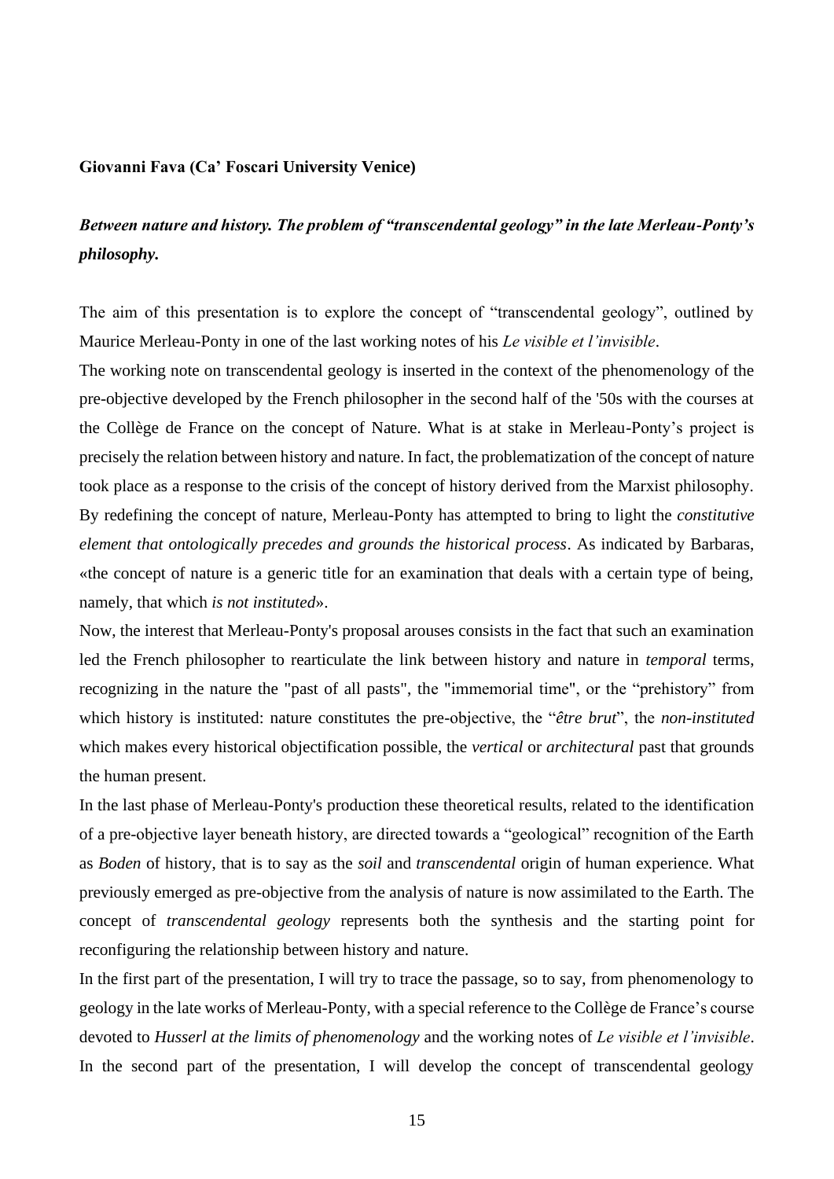**Giovanni Fava (Ca' Foscari University Venice)**

***Between nature and history. The problem of "transcendental geology" in the late Merleau-Ponty's philosophy.***

The aim of this presentation is to explore the concept of "transcendental geology", outlined by Maurice Merleau-Ponty in one of the last working notes of his *Le visible et l'invisible*.

The working note on transcendental geology is inserted in the context of the phenomenology of the pre-objective developed by the French philosopher in the second half of the '50s with the courses at the Collège de France on the concept of Nature. What is at stake in Merleau-Ponty's project is precisely the relation between history and nature. In fact, the problematization of the concept of nature took place as a response to the crisis of the concept of history derived from the Marxist philosophy. By redefining the concept of nature, Merleau-Ponty has attempted to bring to light the *constitutive element that ontologically precedes and grounds the historical process*. As indicated by Barbaras, «the concept of nature is a generic title for an examination that deals with a certain type of being, namely, that which *is not instituted*».

Now, the interest that Merleau-Ponty's proposal arouses consists in the fact that such an examination led the French philosopher to rearticulate the link between history and nature in *temporal* terms, recognizing in the nature the "past of all pasts", the "immemorial time", or the "prehistory" from which history is instituted: nature constitutes the pre-objective, the "*être brut*", the *non-instituted* which makes every historical objectification possible, the *vertical* or *architectural* past that grounds the human present.

In the last phase of Merleau-Ponty's production these theoretical results, related to the identification of a pre-objective layer beneath history, are directed towards a "geological" recognition of the Earth as *Boden* of history, that is to say as the *soil* and *transcendental* origin of human experience. What previously emerged as pre-objective from the analysis of nature is now assimilated to the Earth. The concept of *transcendental geology* represents both the synthesis and the starting point for reconfiguring the relationship between history and nature.

In the first part of the presentation, I will try to trace the passage, so to say, from phenomenology to geology in the late works of Merleau-Ponty, with a special reference to the Collège de France's course devoted to *Husserl at the limits of phenomenology* and the working notes of *Le visible et l'invisible*. In the second part of the presentation, I will develop the concept of transcendental geology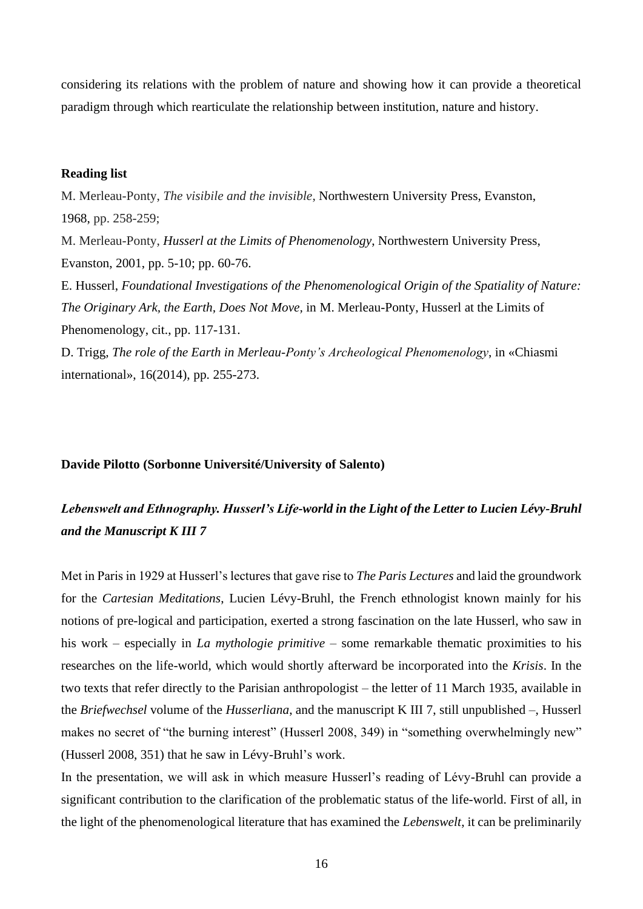considering its relations with the problem of nature and showing how it can provide a theoretical paradigm through which rearticulate the relationship between institution, nature and history.

**Reading list**

M. Merleau-Ponty, *The visibile and the invisible*, Northwestern University Press, Evanston, 1968, pp. 258-259;

M. Merleau-Ponty, *Husserl at the Limits of Phenomenology*, Northwestern University Press, Evanston, 2001, pp. 5-10; pp. 60-76.

E. Husserl, *Foundational Investigations of the Phenomenological Origin of the Spatiality of Nature: The Originary Ark, the Earth, Does Not Move,* in M. Merleau-Ponty, Husserl at the Limits of Phenomenology, cit., pp. 117-131.

D. Trigg, *The role of the Earth in Merleau-Ponty's Archeological Phenomenology*, in «Chiasmi international», 16(2014), pp. 255-273.

**Davide Pilotto (Sorbonne Université/University of Salento)**

***Lebenswelt and Ethnography. Husserl's Life-world in the Light of the Letter to Lucien Lévy-Bruhl and the Manuscript K III 7***

Met in Paris in 1929 at Husserl's lectures that gave rise to *The Paris Lectures* and laid the groundwork for the *Cartesian Meditations*, Lucien Lévy-Bruhl, the French ethnologist known mainly for his notions of pre-logical and participation, exerted a strong fascination on the late Husserl, who saw in his work – especially in *La mythologie primitive* – some remarkable thematic proximities to his researches on the life-world, which would shortly afterward be incorporated into the *Krisis*. In the two texts that refer directly to the Parisian anthropologist – the letter of 11 March 1935, available in the *Briefwechsel* volume of the *Husserliana*, and the manuscript K III 7, still unpublished –, Husserl makes no secret of "the burning interest" (Husserl 2008, 349) in "something overwhelmingly new" (Husserl 2008, 351) that he saw in Lévy-Bruhl's work.

In the presentation, we will ask in which measure Husserl's reading of Lévy-Bruhl can provide a significant contribution to the clarification of the problematic status of the life-world. First of all, in the light of the phenomenological literature that has examined the *Lebenswelt*, it can be preliminarily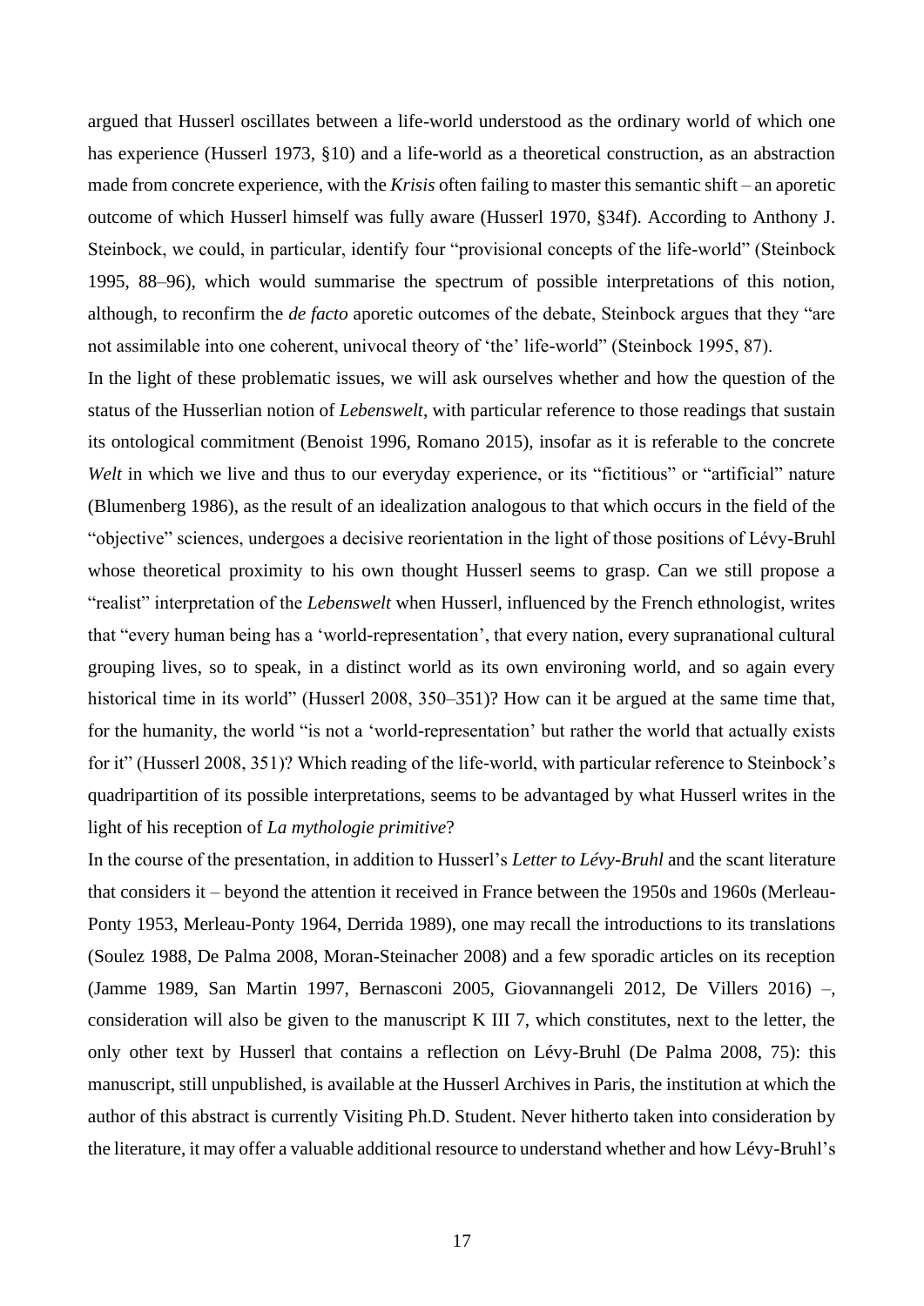argued that Husserl oscillates between a life-world understood as the ordinary world of which one has experience (Husserl 1973, §10) and a life-world as a theoretical construction, as an abstraction made from concrete experience, with the *Krisis* often failing to master this semantic shift – an aporetic outcome of which Husserl himself was fully aware (Husserl 1970, §34f). According to Anthony J. Steinbock, we could, in particular, identify four "provisional concepts of the life-world" (Steinbock 1995, 88–96), which would summarise the spectrum of possible interpretations of this notion, although, to reconfirm the *de facto* aporetic outcomes of the debate, Steinbock argues that they "are not assimilable into one coherent, univocal theory of 'the' life-world" (Steinbock 1995, 87).

In the light of these problematic issues, we will ask ourselves whether and how the question of the status of the Husserlian notion of *Lebenswelt*, with particular reference to those readings that sustain its ontological commitment (Benoist 1996, Romano 2015), insofar as it is referable to the concrete *Welt* in which we live and thus to our everyday experience, or its "fictitious" or "artificial" nature (Blumenberg 1986), as the result of an idealization analogous to that which occurs in the field of the "objective" sciences, undergoes a decisive reorientation in the light of those positions of Lévy-Bruhl whose theoretical proximity to his own thought Husserl seems to grasp. Can we still propose a "realist" interpretation of the *Lebenswelt* when Husserl, influenced by the French ethnologist, writes that "every human being has a 'world-representation', that every nation, every supranational cultural grouping lives, so to speak, in a distinct world as its own environing world, and so again every historical time in its world" (Husserl 2008, 350–351)? How can it be argued at the same time that, for the humanity, the world "is not a 'world-representation' but rather the world that actually exists for it" (Husserl 2008, 351)? Which reading of the life-world, with particular reference to Steinbock's quadripartition of its possible interpretations, seems to be advantaged by what Husserl writes in the light of his reception of *La mythologie primitive*?

In the course of the presentation, in addition to Husserl's *Letter to Lévy-Bruhl* and the scant literature that considers it – beyond the attention it received in France between the 1950s and 1960s (Merleau-Ponty 1953, Merleau-Ponty 1964, Derrida 1989), one may recall the introductions to its translations (Soulez 1988, De Palma 2008, Moran-Steinacher 2008) and a few sporadic articles on its reception (Jamme 1989, San Martin 1997, Bernasconi 2005, Giovannangeli 2012, De Villers 2016) –, consideration will also be given to the manuscript K III 7, which constitutes, next to the letter, the only other text by Husserl that contains a reflection on Lévy-Bruhl (De Palma 2008, 75): this manuscript, still unpublished, is available at the Husserl Archives in Paris, the institution at which the author of this abstract is currently Visiting Ph.D. Student. Never hitherto taken into consideration by the literature, it may offer a valuable additional resource to understand whether and how Lévy-Bruhl's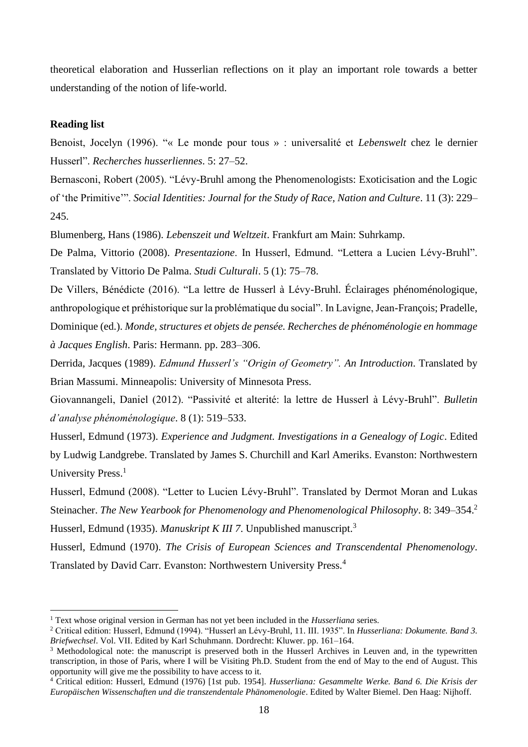theoretical elaboration and Husserlian reflections on it play an important role towards a better understanding of the notion of life-world.

**Reading list**

Benoist, Jocelyn (1996). "« Le monde pour tous » : universalité et *Lebenswelt* chez le dernier Husserl". *Recherches husserliennes*. 5: 27–52.

Bernasconi, Robert (2005). "Lévy-Bruhl among the Phenomenologists: Exoticisation and the Logic of 'the Primitive'". *Social Identities: Journal for the Study of Race, Nation and Culture*. 11 (3): 229–245.

Blumenberg, Hans (1986). *Lebenszeit und Weltzeit*. Frankfurt am Main: Suhrkamp.

De Palma, Vittorio (2008). *Presentazione*. In Husserl, Edmund. "Lettera a Lucien Lévy-Bruhl". Translated by Vittorio De Palma. *Studi Culturali*. 5 (1): 75–78.

De Villers, Bénédicte (2016). "La lettre de Husserl à Lévy-Bruhl. Éclairages phénoménologique, anthropologique et préhistorique sur la problématique du social". In Lavigne, Jean-François; Pradelle, Dominique (ed.). *Monde, structures et objets de pensée. Recherches de phénoménologie en hommage à Jacques English*. Paris: Hermann. pp. 283–306.

Derrida, Jacques (1989). *Edmund Husserl's "Origin of Geometry". An Introduction*. Translated by Brian Massumi. Minneapolis: University of Minnesota Press.

Giovannangeli, Daniel (2012). "Passivité et alterité: la lettre de Husserl à Lévy-Bruhl". *Bulletin d'analyse phénoménologique*. 8 (1): 519–533.

Husserl, Edmund (1973). *Experience and Judgment. Investigations in a Genealogy of Logic*. Edited by Ludwig Landgrebe. Translated by James S. Churchill and Karl Ameriks. Evanston: Northwestern University Press.[1]

Husserl, Edmund (2008). "Letter to Lucien Lévy-Bruhl". Translated by Dermot Moran and Lukas Steinacher. *The New Yearbook for Phenomenology and Phenomenological Philosophy*. 8: 349–354.[2]

Husserl, Edmund (1935). *Manuskript K III 7*. Unpublished manuscript.[3]

Husserl, Edmund (1970). *The Crisis of European Sciences and Transcendental Phenomenology*. Translated by David Carr. Evanston: Northwestern University Press.[4]

---

[1] Text whose original version in German has not yet been included in the *Husserliana* series.

[2] Critical edition: Husserl, Edmund (1994). "Husserl an Lévy-Bruhl, 11. III. 1935". In *Husserliana: Dokumente. Band 3. Briefwechsel*. Vol. VII. Edited by Karl Schuhmann. Dordrecht: Kluwer. pp. 161–164.

[3] Methodological note: the manuscript is preserved both in the Husserl Archives in Leuven and, in the typewritten transcription, in those of Paris, where I will be Visiting Ph.D. Student from the end of May to the end of August. This opportunity will give me the possibility to have access to it.

[4] Critical edition: Husserl, Edmund (1976) [1st pub. 1954]. *Husserliana: Gesammelte Werke. Band 6. Die Krisis der Europäischen Wissenschaften und die transzendentale Phänomenologie*. Edited by Walter Biemel. Den Haag: Nijhoff.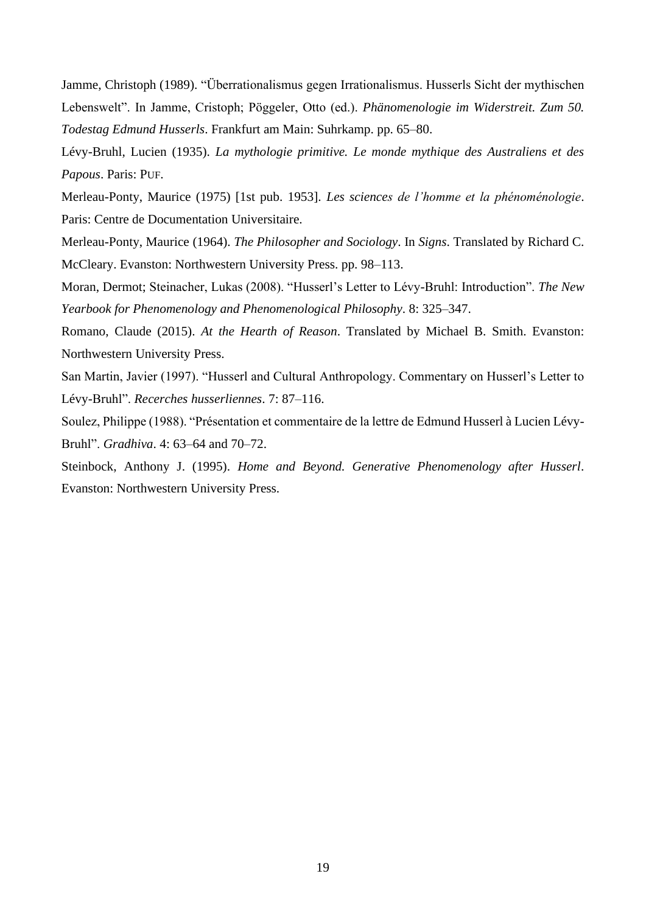Jamme, Christoph (1989). "Überrationalismus gegen Irrationalismus. Husserls Sicht der mythischen Lebenswelt". In Jamme, Cristoph; Pöggeler, Otto (ed.). *Phänomenologie im Widerstreit. Zum 50. Todestag Edmund Husserls*. Frankfurt am Main: Suhrkamp. pp. 65–80.

Lévy-Bruhl, Lucien (1935). *La mythologie primitive. Le monde mythique des Australiens et des Papous*. Paris: PUF.

Merleau-Ponty, Maurice (1975) [1st pub. 1953]. *Les sciences de l'homme et la phénoménologie*. Paris: Centre de Documentation Universitaire.

Merleau-Ponty, Maurice (1964). *The Philosopher and Sociology*. In *Signs*. Translated by Richard C. McCleary. Evanston: Northwestern University Press. pp. 98–113.

Moran, Dermot; Steinacher, Lukas (2008). "Husserl's Letter to Lévy-Bruhl: Introduction". *The New Yearbook for Phenomenology and Phenomenological Philosophy*. 8: 325–347.

Romano, Claude (2015). *At the Hearth of Reason*. Translated by Michael B. Smith. Evanston: Northwestern University Press.

San Martin, Javier (1997). "Husserl and Cultural Anthropology. Commentary on Husserl's Letter to Lévy-Bruhl". *Recerches husserliennes*. 7: 87–116.

Soulez, Philippe (1988). "Présentation et commentaire de la lettre de Edmund Husserl à Lucien Lévy-Bruhl". *Gradhiva*. 4: 63–64 and 70–72.

Steinbock, Anthony J. (1995). *Home and Beyond. Generative Phenomenology after Husserl*. Evanston: Northwestern University Press.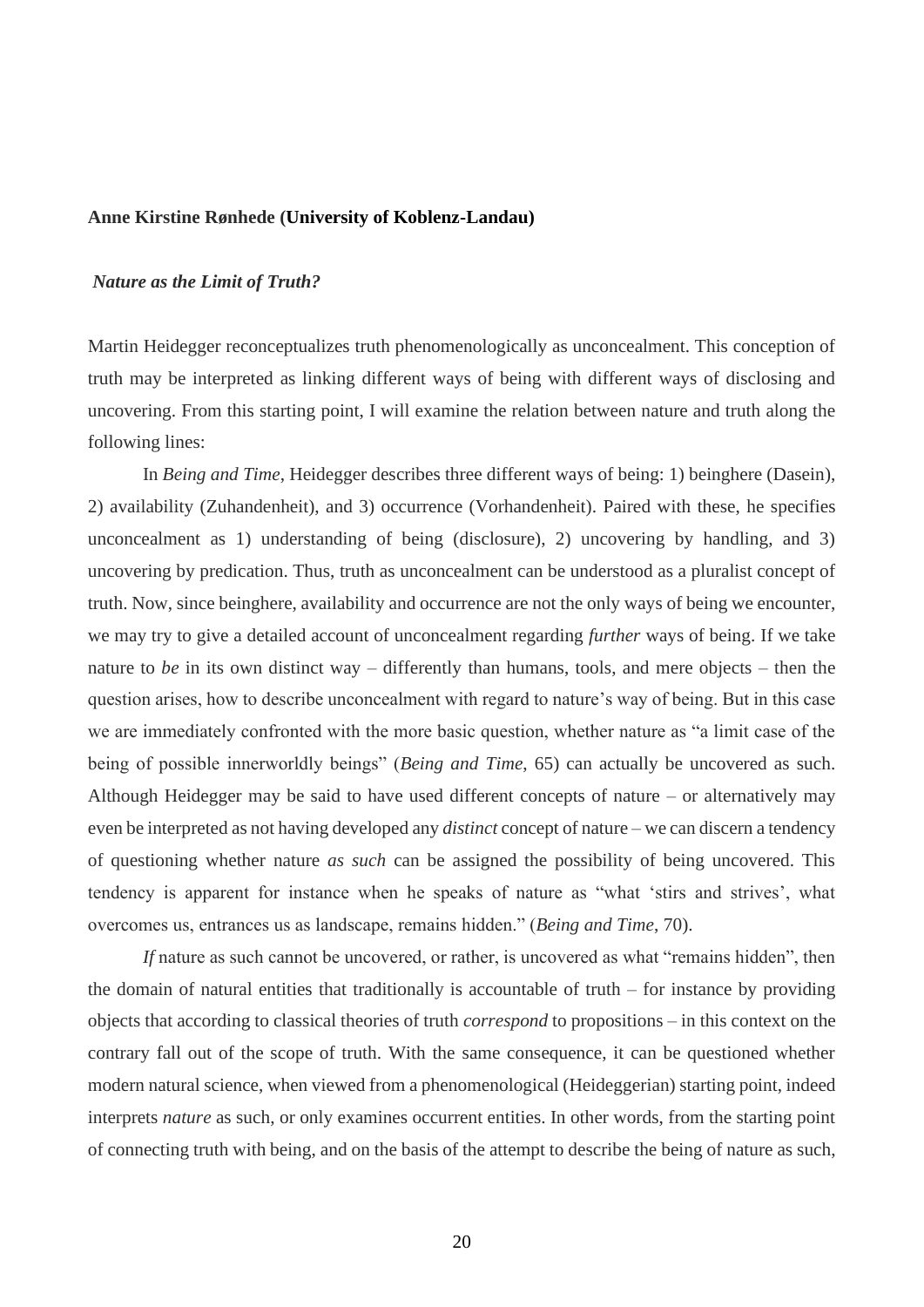**Anne Kirstine Rønhede (University of Koblenz-Landau)**

***Nature as the Limit of Truth?***

Martin Heidegger reconceptualizes truth phenomenologically as unconcealment. This conception of truth may be interpreted as linking different ways of being with different ways of disclosing and uncovering. From this starting point, I will examine the relation between nature and truth along the following lines:

In *Being and Time*, Heidegger describes three different ways of being: 1) beinghere (Dasein), 2) availability (Zuhandenheit), and 3) occurrence (Vorhandenheit). Paired with these, he specifies unconcealment as 1) understanding of being (disclosure), 2) uncovering by handling, and 3) uncovering by predication. Thus, truth as unconcealment can be understood as a pluralist concept of truth. Now, since beinghere, availability and occurrence are not the only ways of being we encounter, we may try to give a detailed account of unconcealment regarding *further* ways of being. If we take nature to *be* in its own distinct way – differently than humans, tools, and mere objects – then the question arises, how to describe unconcealment with regard to nature's way of being. But in this case we are immediately confronted with the more basic question, whether nature as "a limit case of the being of possible innerworldly beings" (*Being and Time*, 65) can actually be uncovered as such. Although Heidegger may be said to have used different concepts of nature – or alternatively may even be interpreted as not having developed any *distinct* concept of nature – we can discern a tendency of questioning whether nature *as such* can be assigned the possibility of being uncovered. This tendency is apparent for instance when he speaks of nature as "what 'stirs and strives', what overcomes us, entrances us as landscape, remains hidden." (*Being and Time*, 70).

*If* nature as such cannot be uncovered, or rather, is uncovered as what "remains hidden", then the domain of natural entities that traditionally is accountable of truth – for instance by providing objects that according to classical theories of truth *correspond* to propositions – in this context on the contrary fall out of the scope of truth. With the same consequence, it can be questioned whether modern natural science, when viewed from a phenomenological (Heideggerian) starting point, indeed interprets *nature* as such, or only examines occurrent entities. In other words, from the starting point of connecting truth with being, and on the basis of the attempt to describe the being of nature as such,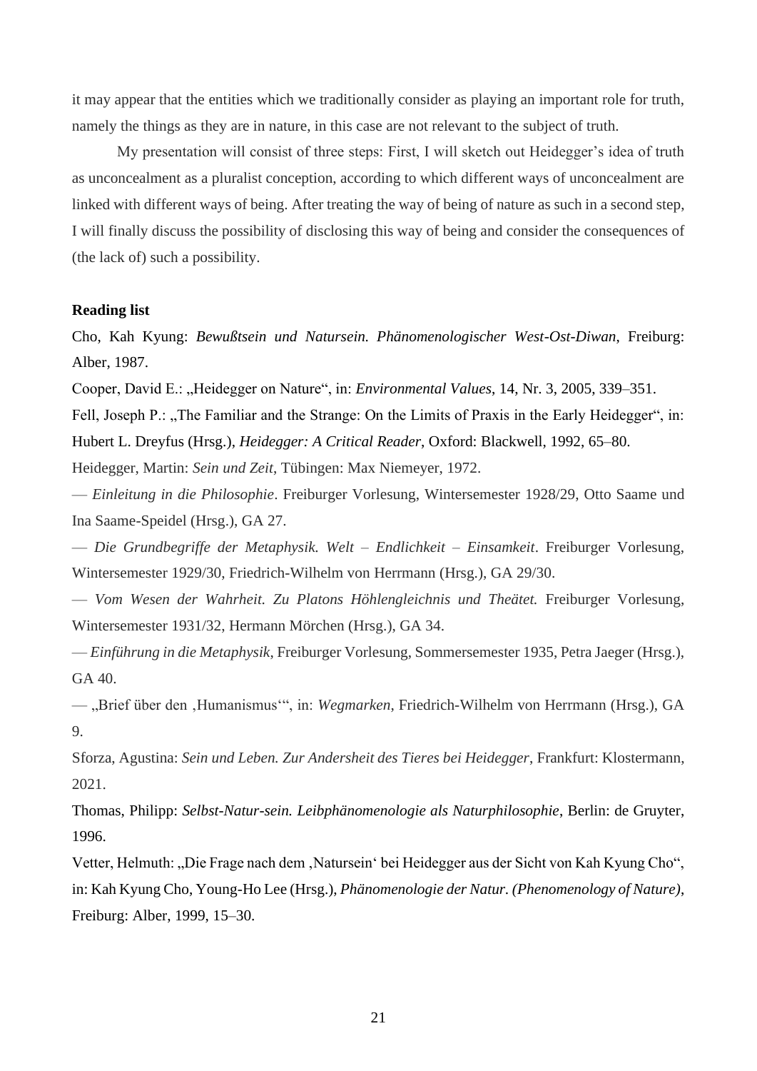it may appear that the entities which we traditionally consider as playing an important role for truth, namely the things as they are in nature, in this case are not relevant to the subject of truth.

My presentation will consist of three steps: First, I will sketch out Heidegger's idea of truth as unconcealment as a pluralist conception, according to which different ways of unconcealment are linked with different ways of being. After treating the way of being of nature as such in a second step, I will finally discuss the possibility of disclosing this way of being and consider the consequences of (the lack of) such a possibility.

**Reading list**

Cho, Kah Kyung: *Bewußtsein und Natursein. Phänomenologischer West-Ost-Diwan*, Freiburg: Alber, 1987.

Cooper, David E.: „Heidegger on Nature", in: *Environmental Values*, 14, Nr. 3, 2005, 339–351.

Fell, Joseph P.: „The Familiar and the Strange: On the Limits of Praxis in the Early Heidegger", in: Hubert L. Dreyfus (Hrsg.), *Heidegger: A Critical Reader*, Oxford: Blackwell, 1992, 65–80.

Heidegger, Martin: *Sein und Zeit*, Tübingen: Max Niemeyer, 1972.

— *Einleitung in die Philosophie*. Freiburger Vorlesung, Wintersemester 1928/29, Otto Saame und Ina Saame-Speidel (Hrsg.), GA 27.

— *Die Grundbegriffe der Metaphysik. Welt – Endlichkeit – Einsamkeit*. Freiburger Vorlesung, Wintersemester 1929/30, Friedrich-Wilhelm von Herrmann (Hrsg.), GA 29/30.

— *Vom Wesen der Wahrheit. Zu Platons Höhlengleichnis und Theätet.* Freiburger Vorlesung, Wintersemester 1931/32, Hermann Mörchen (Hrsg.), GA 34.

— *Einführung in die Metaphysik*, Freiburger Vorlesung, Sommersemester 1935, Petra Jaeger (Hrsg.), GA 40.

— „Brief über den ‚Humanismus'", in: *Wegmarken*, Friedrich-Wilhelm von Herrmann (Hrsg.), GA 9.

Sforza, Agustina: *Sein und Leben. Zur Andersheit des Tieres bei Heidegger*, Frankfurt: Klostermann, 2021.

Thomas, Philipp: *Selbst-Natur-sein. Leibphänomenologie als Naturphilosophie*, Berlin: de Gruyter, 1996.

Vetter, Helmuth: „Die Frage nach dem ‚Natursein' bei Heidegger aus der Sicht von Kah Kyung Cho", in: Kah Kyung Cho, Young-Ho Lee (Hrsg.), *Phänomenologie der Natur. (Phenomenology of Nature)*, Freiburg: Alber, 1999, 15–30.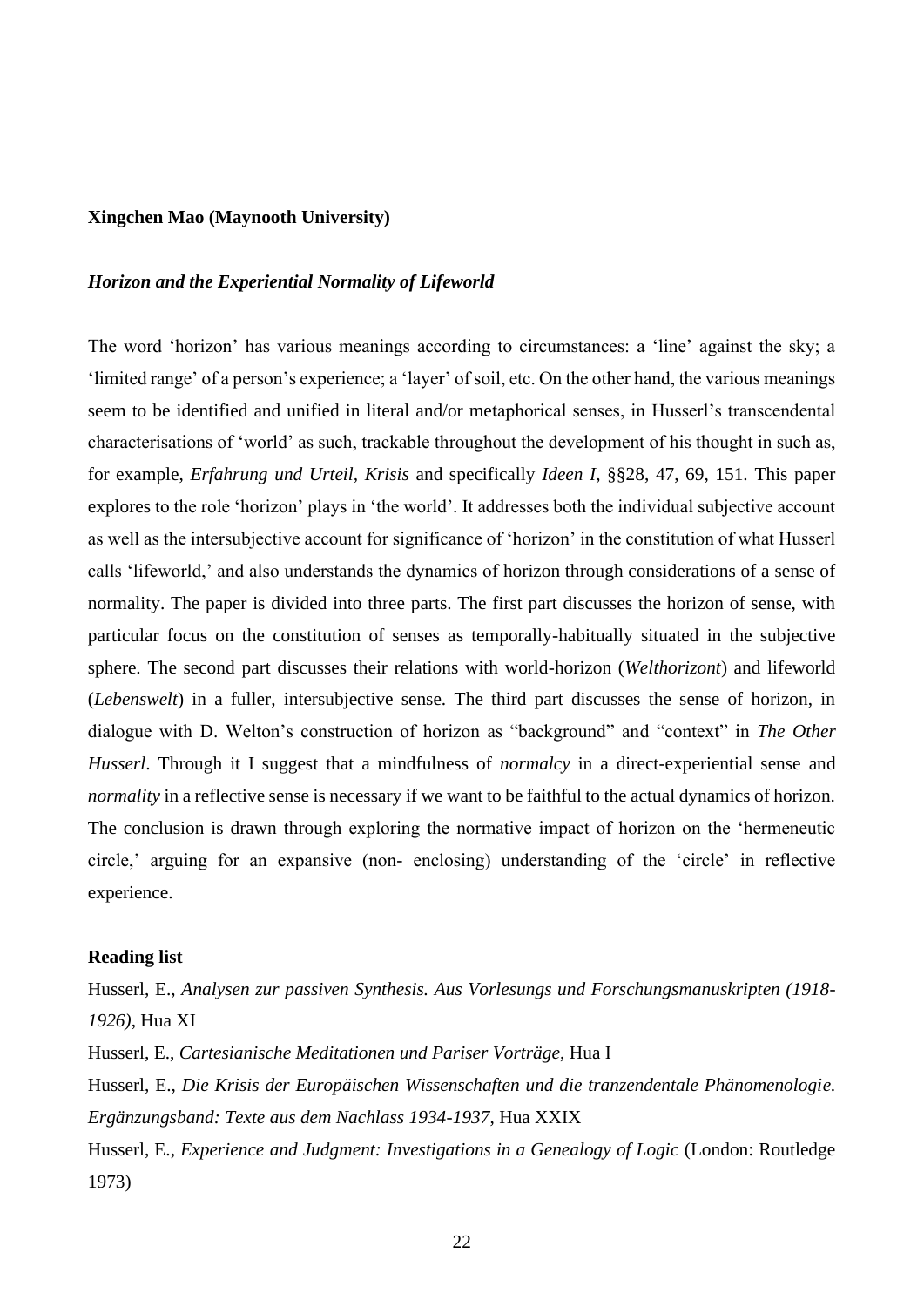**Xingchen Mao (Maynooth University)**

***Horizon and the Experiential Normality of Lifeworld***

The word 'horizon' has various meanings according to circumstances: a 'line' against the sky; a 'limited range' of a person's experience; a 'layer' of soil, etc. On the other hand, the various meanings seem to be identified and unified in literal and/or metaphorical senses, in Husserl's transcendental characterisations of 'world' as such, trackable throughout the development of his thought in such as, for example, *Erfahrung und Urteil, Krisis* and specifically *Ideen I,* §§28, 47, 69, 151. This paper explores to the role 'horizon' plays in 'the world'. It addresses both the individual subjective account as well as the intersubjective account for significance of 'horizon' in the constitution of what Husserl calls 'lifeworld,' and also understands the dynamics of horizon through considerations of a sense of normality. The paper is divided into three parts. The first part discusses the horizon of sense, with particular focus on the constitution of senses as temporally-habitually situated in the subjective sphere. The second part discusses their relations with world-horizon (*Welthorizont*) and lifeworld (*Lebenswelt*) in a fuller, intersubjective sense. The third part discusses the sense of horizon, in dialogue with D. Welton's construction of horizon as "background" and "context" in *The Other Husserl*. Through it I suggest that a mindfulness of *normalcy* in a direct-experiential sense and *normality* in a reflective sense is necessary if we want to be faithful to the actual dynamics of horizon. The conclusion is drawn through exploring the normative impact of horizon on the 'hermeneutic circle,' arguing for an expansive (non- enclosing) understanding of the 'circle' in reflective experience.

**Reading list**

Husserl, E., *Analysen zur passiven Synthesis. Aus Vorlesungs und Forschungsmanuskripten (1918-1926)*, Hua XI

Husserl, E., *Cartesianische Meditationen und Pariser Vorträge*, Hua I

Husserl, E., *Die Krisis der Europäischen Wissenschaften und die tranzendentale Phänomenologie. Ergänzungsband: Texte aus dem Nachlass 1934-1937*, Hua XXIX

Husserl, E., *Experience and Judgment: Investigations in a Genealogy of Logic* (London: Routledge 1973)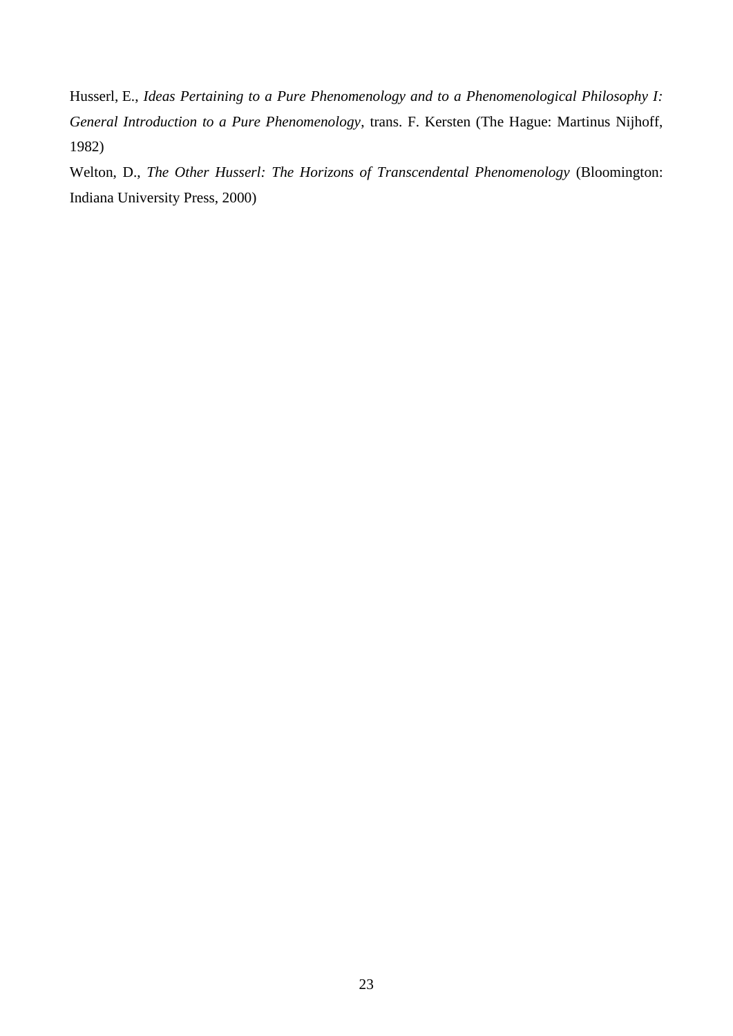Husserl, E., *Ideas Pertaining to a Pure Phenomenology and to a Phenomenological Philosophy I: General Introduction to a Pure Phenomenology*, trans. F. Kersten (The Hague: Martinus Nijhoff, 1982)

Welton, D., *The Other Husserl: The Horizons of Transcendental Phenomenology* (Bloomington: Indiana University Press, 2000)